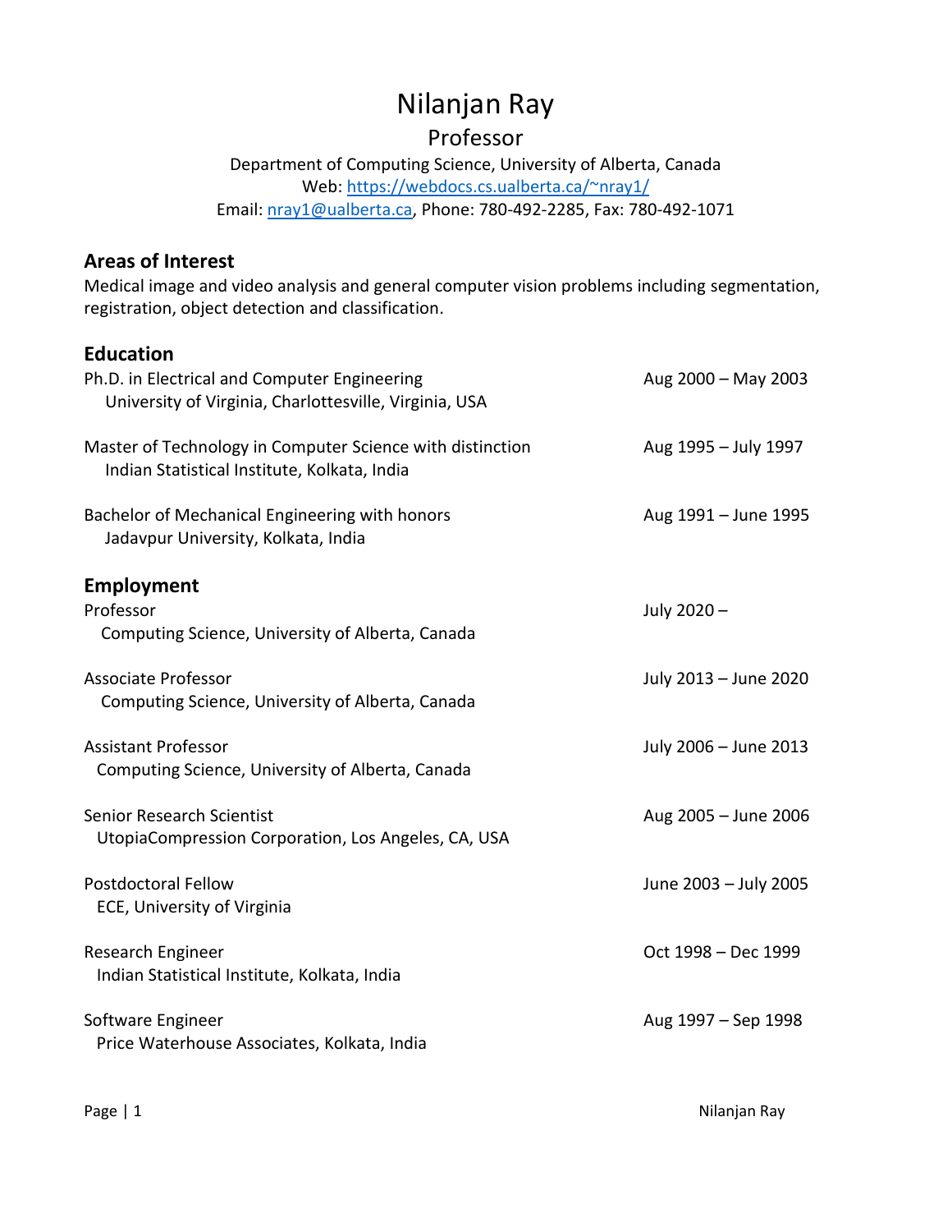# Nilanjan Ray

## Professor

Department of Computing Science, University of Alberta, Canada
Web: [https://webdocs.cs.ualberta.ca/~nray1/](https://webdocs.cs.ualberta.ca/~nray1/)
Email: [nray1@ualberta.ca](mailto:nray1@ualberta.ca), Phone: 780-492-2285, Fax: 780-492-1071

### Areas of Interest

Medical image and video analysis and general computer vision problems including segmentation, registration, object detection and classification.

### Education

Ph.D. in Electrical and Computer Engineering — Aug 2000 – May 2003
University of Virginia, Charlottesville, Virginia, USA

Master of Technology in Computer Science with distinction — Aug 1995 – July 1997
Indian Statistical Institute, Kolkata, India

Bachelor of Mechanical Engineering with honors — Aug 1991 – June 1995
Jadavpur University, Kolkata, India

### Employment

Professor — July 2020 –
Computing Science, University of Alberta, Canada

Associate Professor — July 2013 – June 2020
Computing Science, University of Alberta, Canada

Assistant Professor — July 2006 – June 2013
Computing Science, University of Alberta, Canada

Senior Research Scientist — Aug 2005 – June 2006
UtopiaCompression Corporation, Los Angeles, CA, USA

Postdoctoral Fellow — June 2003 – July 2005
ECE, University of Virginia

Research Engineer — Oct 1998 – Dec 1999
Indian Statistical Institute, Kolkata, India

Software Engineer — Aug 1997 – Sep 1998
Price Waterhouse Associates, Kolkata, India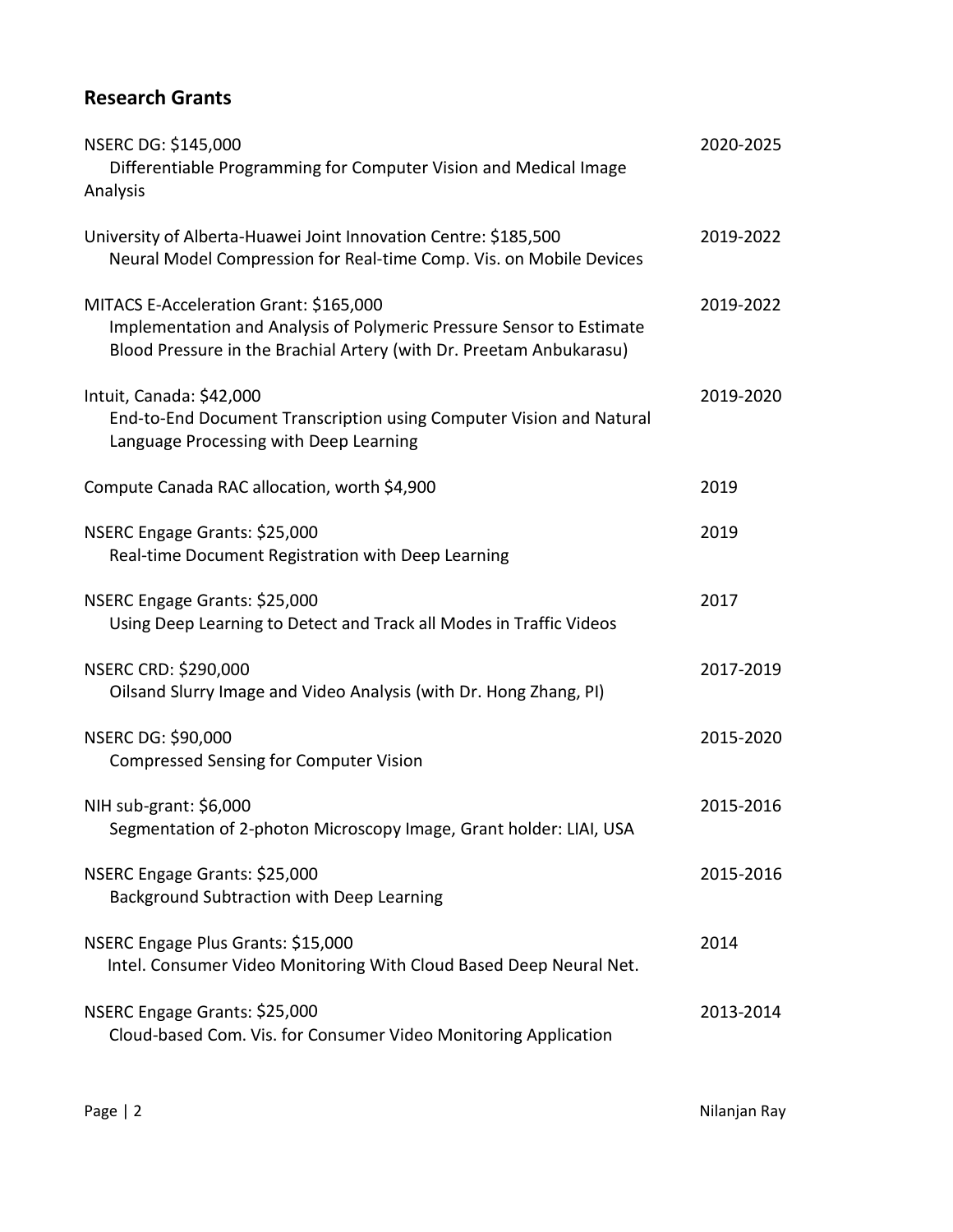## Research Grants

NSERC DG: $145,000 — 2020-2025
Differentiable Programming for Computer Vision and Medical Image Analysis

University of Alberta-Huawei Joint Innovation Centre: $185,500 — 2019-2022
Neural Model Compression for Real-time Comp. Vis. on Mobile Devices

MITACS E-Acceleration Grant: $165,000 — 2019-2022
Implementation and Analysis of Polymeric Pressure Sensor to Estimate Blood Pressure in the Brachial Artery (with Dr. Preetam Anbukarasu)

Intuit, Canada: $42,000 — 2019-2020
End-to-End Document Transcription using Computer Vision and Natural Language Processing with Deep Learning

Compute Canada RAC allocation, worth $4,900 — 2019

NSERC Engage Grants: $25,000 — 2019
Real-time Document Registration with Deep Learning

NSERC Engage Grants: $25,000 — 2017
Using Deep Learning to Detect and Track all Modes in Traffic Videos

NSERC CRD: $290,000 — 2017-2019
Oilsand Slurry Image and Video Analysis (with Dr. Hong Zhang, PI)

NSERC DG: $90,000 — 2015-2020
Compressed Sensing for Computer Vision

NIH sub-grant: $6,000 — 2015-2016
Segmentation of 2-photon Microscopy Image, Grant holder: LIAI, USA

NSERC Engage Grants: $25,000 — 2015-2016
Background Subtraction with Deep Learning

NSERC Engage Plus Grants: $15,000 — 2014
Intel. Consumer Video Monitoring With Cloud Based Deep Neural Net.

NSERC Engage Grants: $25,000 — 2013-2014
Cloud-based Com. Vis. for Consumer Video Monitoring Application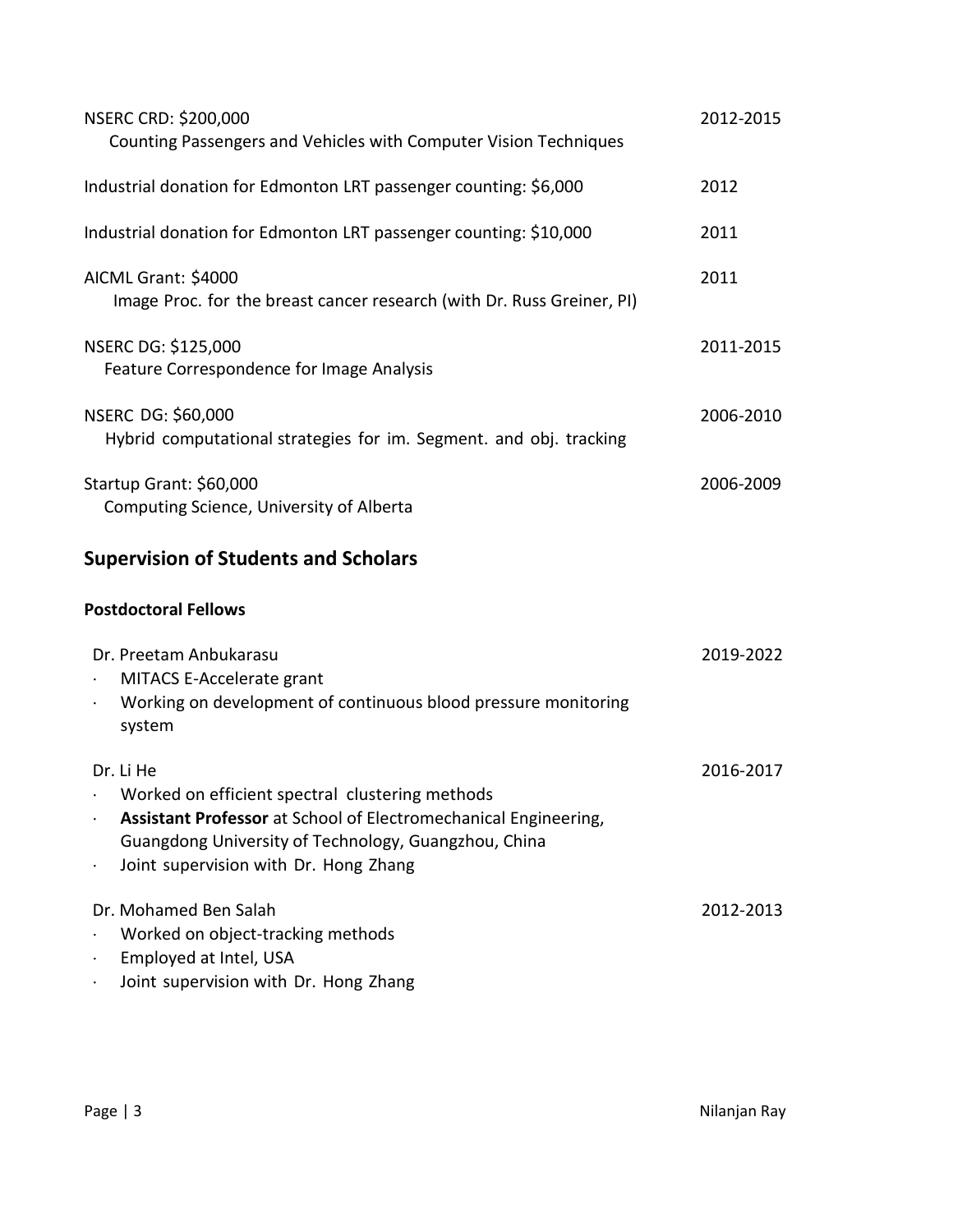NSERC CRD: $200,000 — 2012-2015
Counting Passengers and Vehicles with Computer Vision Techniques

Industrial donation for Edmonton LRT passenger counting: $6,000 — 2012

Industrial donation for Edmonton LRT passenger counting: $10,000 — 2011

AICML Grant: $4000 — 2011
Image Proc. for the breast cancer research (with Dr. Russ Greiner, PI)

NSERC DG: $125,000 — 2011-2015
Feature Correspondence for Image Analysis

NSERC DG: $60,000 — 2006-2010
Hybrid computational strategies for im. Segment. and obj. tracking

Startup Grant: $60,000 — 2006-2009
Computing Science, University of Alberta

## Supervision of Students and Scholars

### Postdoctoral Fellows

Dr. Preetam Anbukarasu — 2019-2022

- MITACS E-Accelerate grant
- Working on development of continuous blood pressure monitoring system

Dr. Li He — 2016-2017

- Worked on efficient spectral clustering methods
- **Assistant Professor** at School of Electromechanical Engineering, Guangdong University of Technology, Guangzhou, China
- Joint supervision with Dr. Hong Zhang

Dr. Mohamed Ben Salah — 2012-2013

- Worked on object-tracking methods
- Employed at Intel, USA
- Joint supervision with Dr. Hong Zhang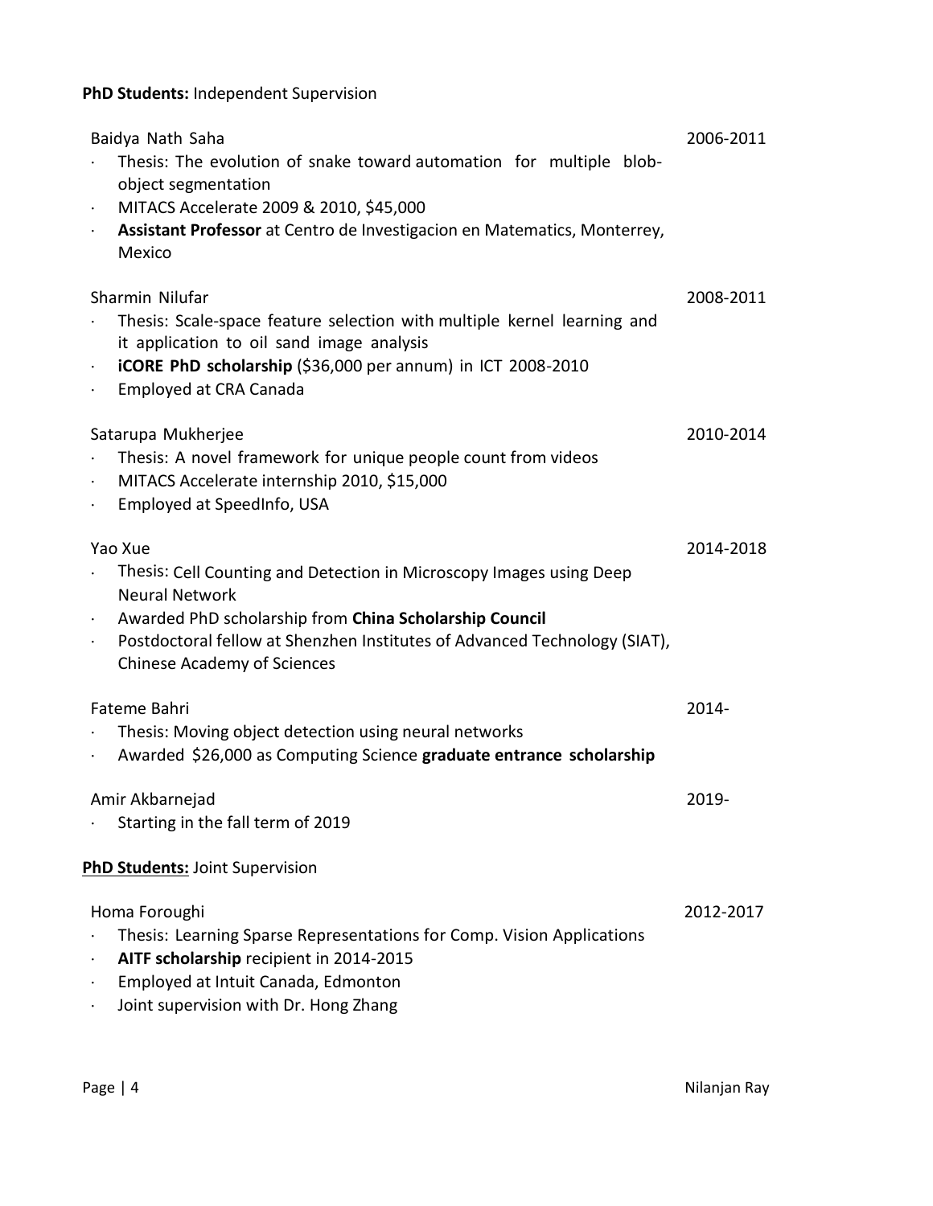**PhD Students:** Independent Supervision

Baidya Nath Saha — 2006-2011

- Thesis: The evolution of snake toward automation for multiple blob-object segmentation
- MITACS Accelerate 2009 & 2010, $45,000
- **Assistant Professor** at Centro de Investigacion en Matematics, Monterrey, Mexico

Sharmin Nilufar — 2008-2011

- Thesis: Scale-space feature selection with multiple kernel learning and it application to oil sand image analysis
- **iCORE PhD scholarship** ($36,000 per annum) in ICT 2008-2010
- Employed at CRA Canada

Satarupa Mukherjee — 2010-2014

- Thesis: A novel framework for unique people count from videos
- MITACS Accelerate internship 2010, $15,000
- Employed at SpeedInfo, USA

Yao Xue — 2014-2018

- Thesis: Cell Counting and Detection in Microscopy Images using Deep Neural Network
- Awarded PhD scholarship from **China Scholarship Council**
- Postdoctoral fellow at Shenzhen Institutes of Advanced Technology (SIAT), Chinese Academy of Sciences

Fateme Bahri — 2014-

- Thesis: Moving object detection using neural networks
- Awarded $26,000 as Computing Science **graduate entrance scholarship**

Amir Akbarnejad — 2019-

- Starting in the fall term of 2019

**PhD Students:** Joint Supervision

Homa Foroughi — 2012-2017

- Thesis: Learning Sparse Representations for Comp. Vision Applications
- **AITF scholarship** recipient in 2014-2015
- Employed at Intuit Canada, Edmonton
- Joint supervision with Dr. Hong Zhang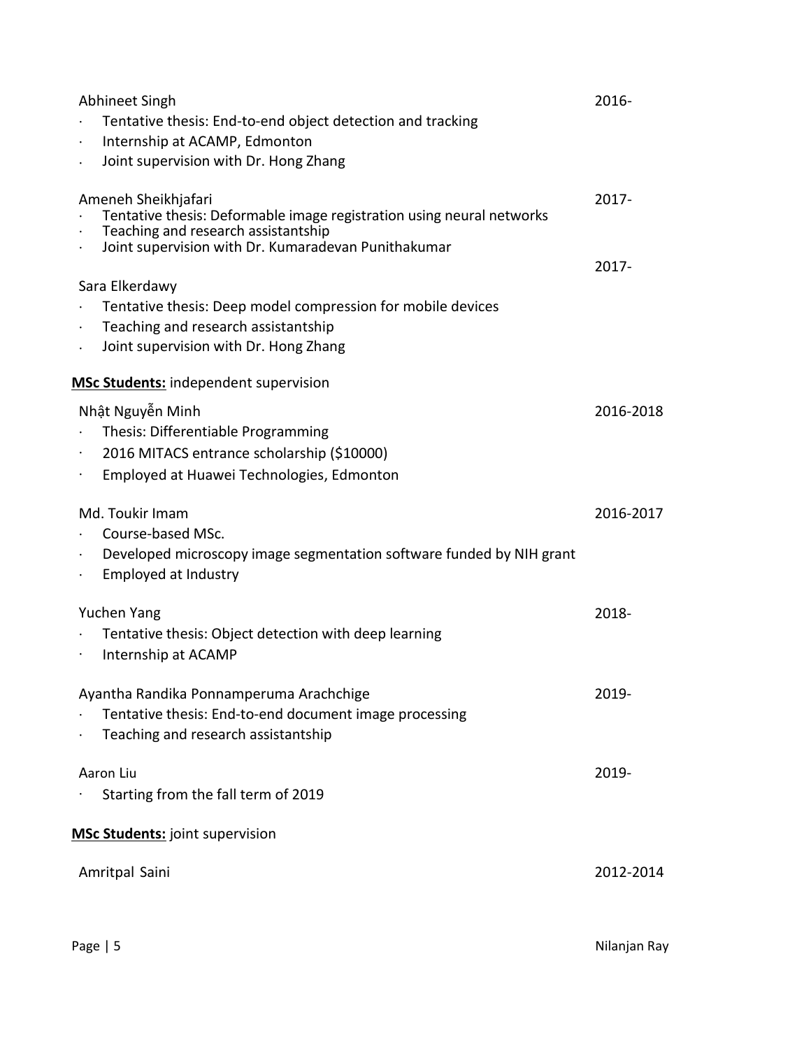Abhineet Singh 2016-

- Tentative thesis: End-to-end object detection and tracking
- Internship at ACAMP, Edmonton
- Joint supervision with Dr. Hong Zhang

Ameneh Sheikhjafari 2017-

- Tentative thesis: Deformable image registration using neural networks
- Teaching and research assistantship
- Joint supervision with Dr. Kumaradevan Punithakumar

Sara Elkerdawy 2017-

- Tentative thesis: Deep model compression for mobile devices
- Teaching and research assistantship
- Joint supervision with Dr. Hong Zhang

**MSc Students:** independent supervision

Nhật Nguyễn Minh 2016-2018

- Thesis: Differentiable Programming
- 2016 MITACS entrance scholarship ($10000)
- Employed at Huawei Technologies, Edmonton

Md. Toukir Imam 2016-2017

- Course-based MSc.
- Developed microscopy image segmentation software funded by NIH grant
- Employed at Industry

Yuchen Yang 2018-

- Tentative thesis: Object detection with deep learning
- Internship at ACAMP

Ayantha Randika Ponnamperuma Arachchige 2019-

- Tentative thesis: End-to-end document image processing
- Teaching and research assistantship

Aaron Liu 2019-

- Starting from the fall term of 2019

**MSc Students:** joint supervision

Amritpal Saini 2012-2014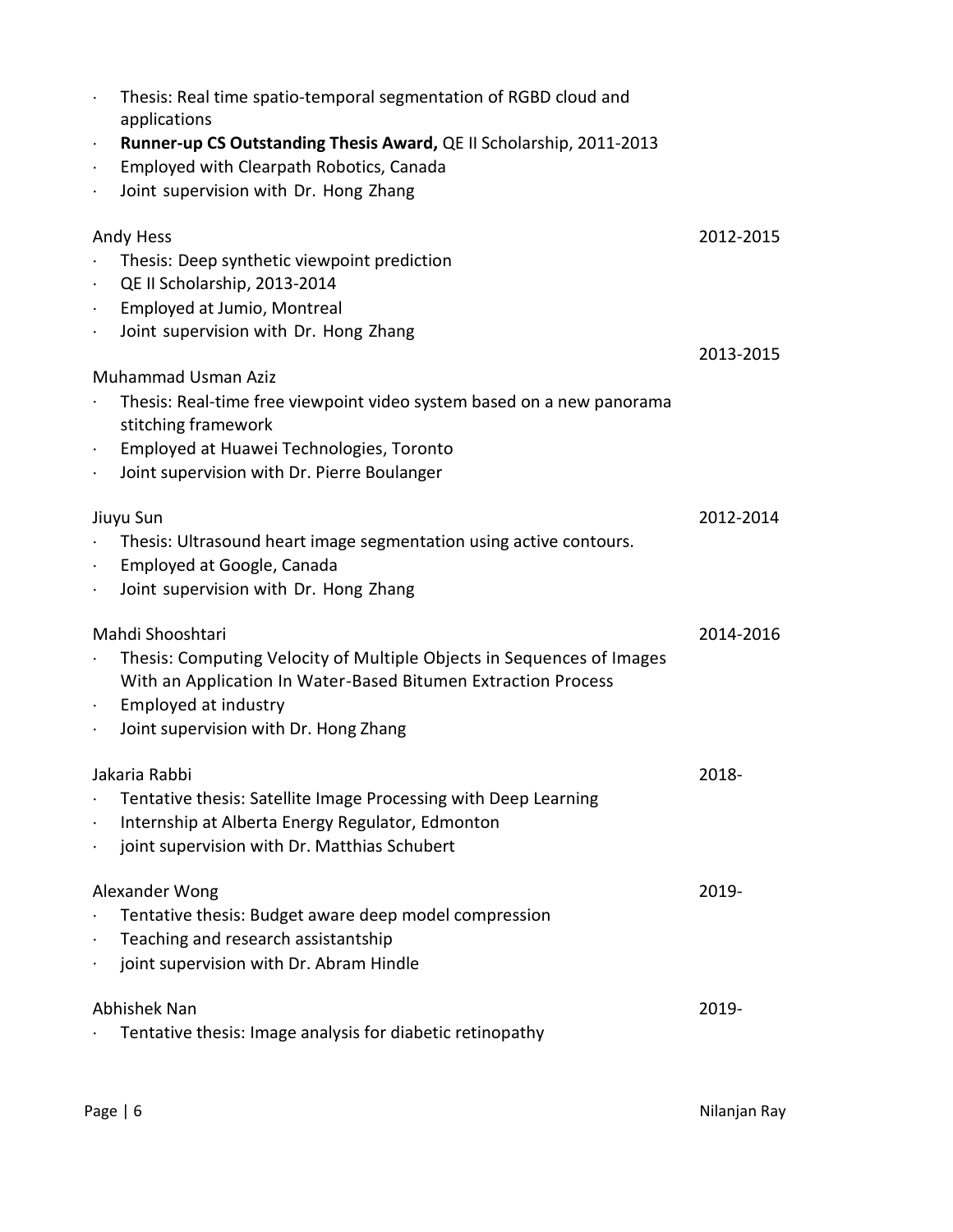- Thesis: Real time spatio-temporal segmentation of RGBD cloud and applications
- **Runner-up CS Outstanding Thesis Award,** QE II Scholarship, 2011-2013
- Employed with Clearpath Robotics, Canada
- Joint supervision with Dr. Hong Zhang

Andy Hess — 2012-2015
- Thesis: Deep synthetic viewpoint prediction
- QE II Scholarship, 2013-2014
- Employed at Jumio, Montreal
- Joint supervision with Dr. Hong Zhang

Muhammad Usman Aziz — 2013-2015
- Thesis: Real-time free viewpoint video system based on a new panorama stitching framework
- Employed at Huawei Technologies, Toronto
- Joint supervision with Dr. Pierre Boulanger

Jiuyu Sun — 2012-2014
- Thesis: Ultrasound heart image segmentation using active contours.
- Employed at Google, Canada
- Joint supervision with Dr. Hong Zhang

Mahdi Shooshtari — 2014-2016
- Thesis: Computing Velocity of Multiple Objects in Sequences of Images With an Application In Water-Based Bitumen Extraction Process
- Employed at industry
- Joint supervision with Dr. Hong Zhang

Jakaria Rabbi — 2018-
- Tentative thesis: Satellite Image Processing with Deep Learning
- Internship at Alberta Energy Regulator, Edmonton
- joint supervision with Dr. Matthias Schubert

Alexander Wong — 2019-
- Tentative thesis: Budget aware deep model compression
- Teaching and research assistantship
- joint supervision with Dr. Abram Hindle

Abhishek Nan — 2019-
- Tentative thesis: Image analysis for diabetic retinopathy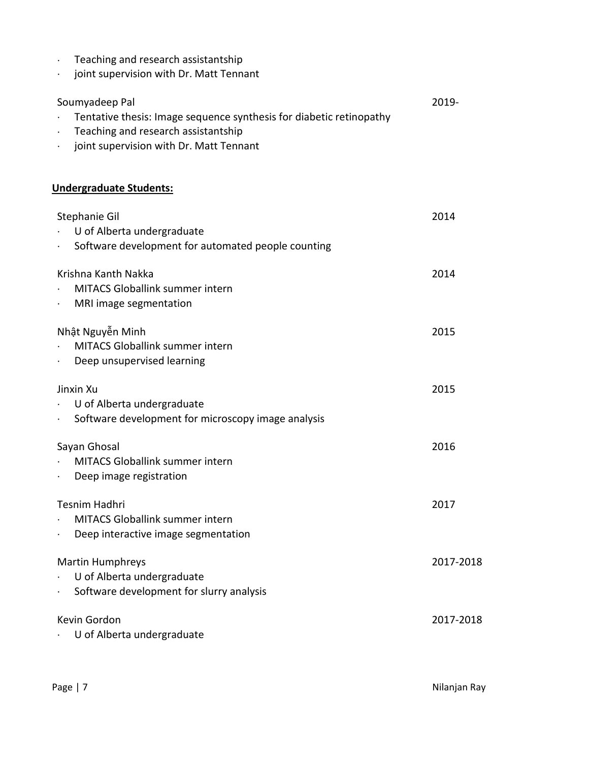- Teaching and research assistantship
- joint supervision with Dr. Matt Tennant

Soumyadeep Pal 2019-

- Tentative thesis: Image sequence synthesis for diabetic retinopathy
- Teaching and research assistantship
- joint supervision with Dr. Matt Tennant

**Undergraduate Students:**

Stephanie Gil 2014

- U of Alberta undergraduate
- Software development for automated people counting

Krishna Kanth Nakka 2014

- MITACS Globallink summer intern
- MRI image segmentation

Nhật Nguyễn Minh 2015

- MITACS Globallink summer intern
- Deep unsupervised learning

Jinxin Xu 2015

- U of Alberta undergraduate
- Software development for microscopy image analysis

Sayan Ghosal 2016

- MITACS Globallink summer intern
- Deep image registration

Tesnim Hadhri 2017

- MITACS Globallink summer intern
- Deep interactive image segmentation

Martin Humphreys 2017-2018

- U of Alberta undergraduate
- Software development for slurry analysis

Kevin Gordon 2017-2018

- U of Alberta undergraduate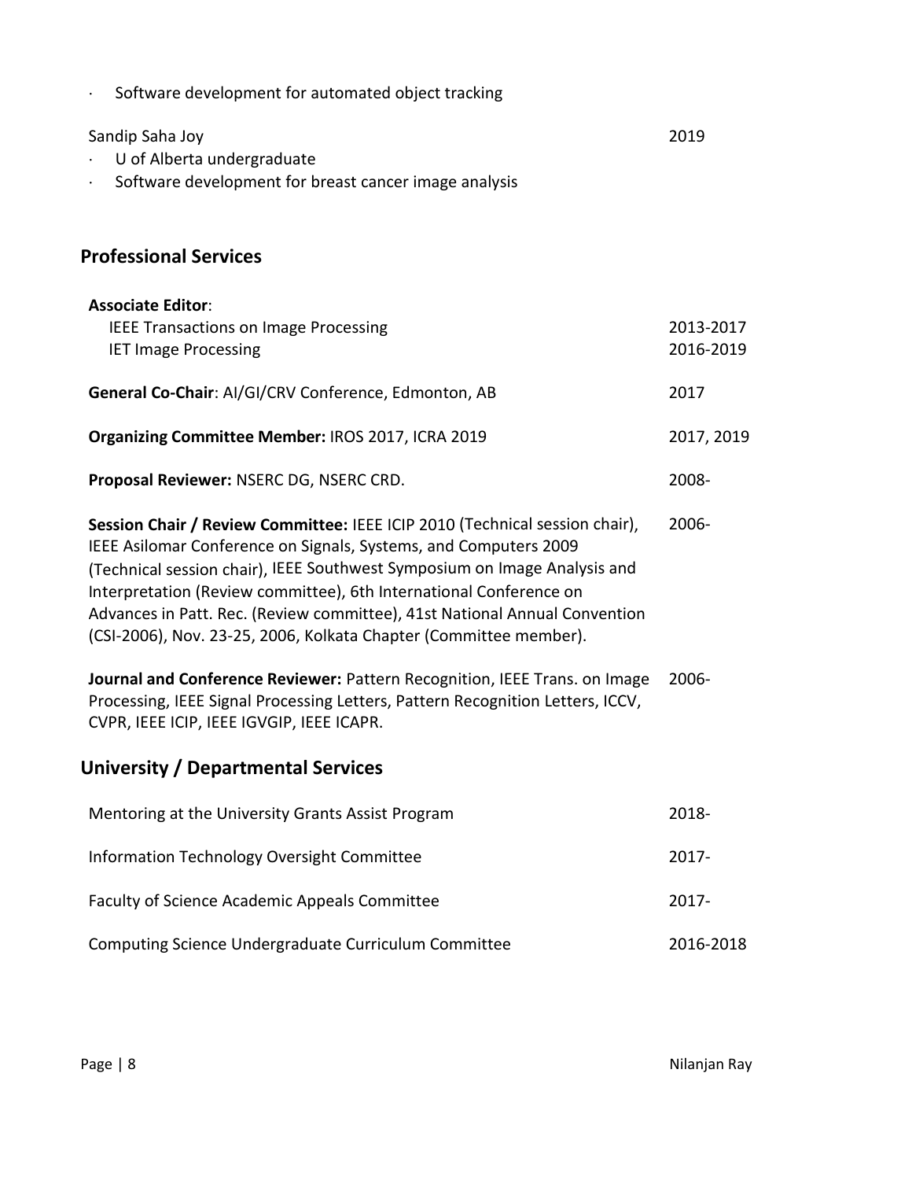- Software development for automated object tracking

Sandip Saha Joy 2019

- U of Alberta undergraduate
- Software development for breast cancer image analysis

## Professional Services

**Associate Editor**:

| | |
|---|---|
| IEEE Transactions on Image Processing | 2013-2017 |
| IET Image Processing | 2016-2019 |

**General Co-Chair**: AI/GI/CRV Conference, Edmonton, AB 2017

**Organizing Committee Member:** IROS 2017, ICRA 2019 2017, 2019

**Proposal Reviewer:** NSERC DG, NSERC CRD. 2008-

**Session Chair / Review Committee:** IEEE ICIP 2010 (Technical session chair), IEEE Asilomar Conference on Signals, Systems, and Computers 2009 (Technical session chair), IEEE Southwest Symposium on Image Analysis and Interpretation (Review committee), 6th International Conference on Advances in Patt. Rec. (Review committee), 41st National Annual Convention (CSI-2006), Nov. 23-25, 2006, Kolkata Chapter (Committee member). 2006-

**Journal and Conference Reviewer:** Pattern Recognition, IEEE Trans. on Image Processing, IEEE Signal Processing Letters, Pattern Recognition Letters, ICCV, CVPR, IEEE ICIP, IEEE IGVGIP, IEEE ICAPR. 2006-

## University / Departmental Services

| | |
|---|---|
| Mentoring at the University Grants Assist Program | 2018- |
| Information Technology Oversight Committee | 2017- |
| Faculty of Science Academic Appeals Committee | 2017- |
| Computing Science Undergraduate Curriculum Committee | 2016-2018 |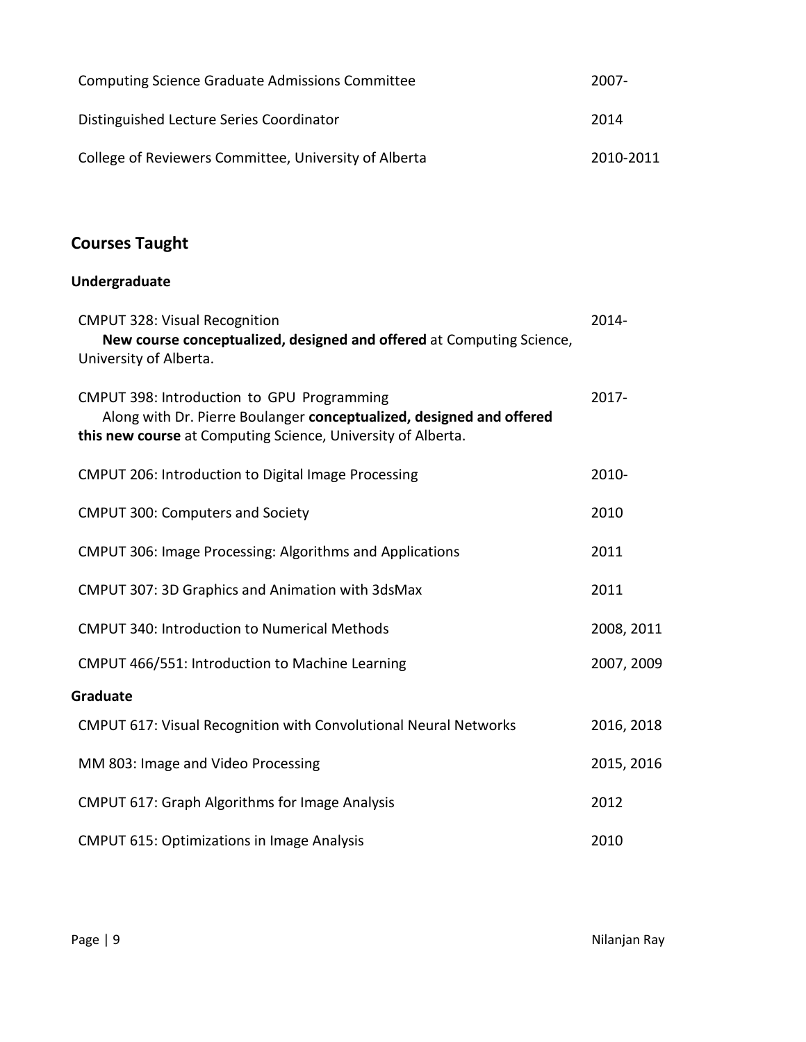| | |
|---|---|
| Computing Science Graduate Admissions Committee | 2007- |
| Distinguished Lecture Series Coordinator | 2014 |
| College of Reviewers Committee, University of Alberta | 2010-2011 |

## Courses Taught

### Undergraduate

| | |
|---|---|
| CMPUT 328: Visual Recognition<br>**New course conceptualized, designed and offered** at Computing Science, University of Alberta. | 2014- |
| CMPUT 398: Introduction to GPU Programming<br>Along with Dr. Pierre Boulanger **conceptualized, designed and offered this new course** at Computing Science, University of Alberta. | 2017- |
| CMPUT 206: Introduction to Digital Image Processing | 2010- |
| CMPUT 300: Computers and Society | 2010 |
| CMPUT 306: Image Processing: Algorithms and Applications | 2011 |
| CMPUT 307: 3D Graphics and Animation with 3dsMax | 2011 |
| CMPUT 340: Introduction to Numerical Methods | 2008, 2011 |
| CMPUT 466/551: Introduction to Machine Learning | 2007, 2009 |

### Graduate

| | |
|---|---|
| CMPUT 617: Visual Recognition with Convolutional Neural Networks | 2016, 2018 |
| MM 803: Image and Video Processing | 2015, 2016 |
| CMPUT 617: Graph Algorithms for Image Analysis | 2012 |
| CMPUT 615: Optimizations in Image Analysis | 2010 |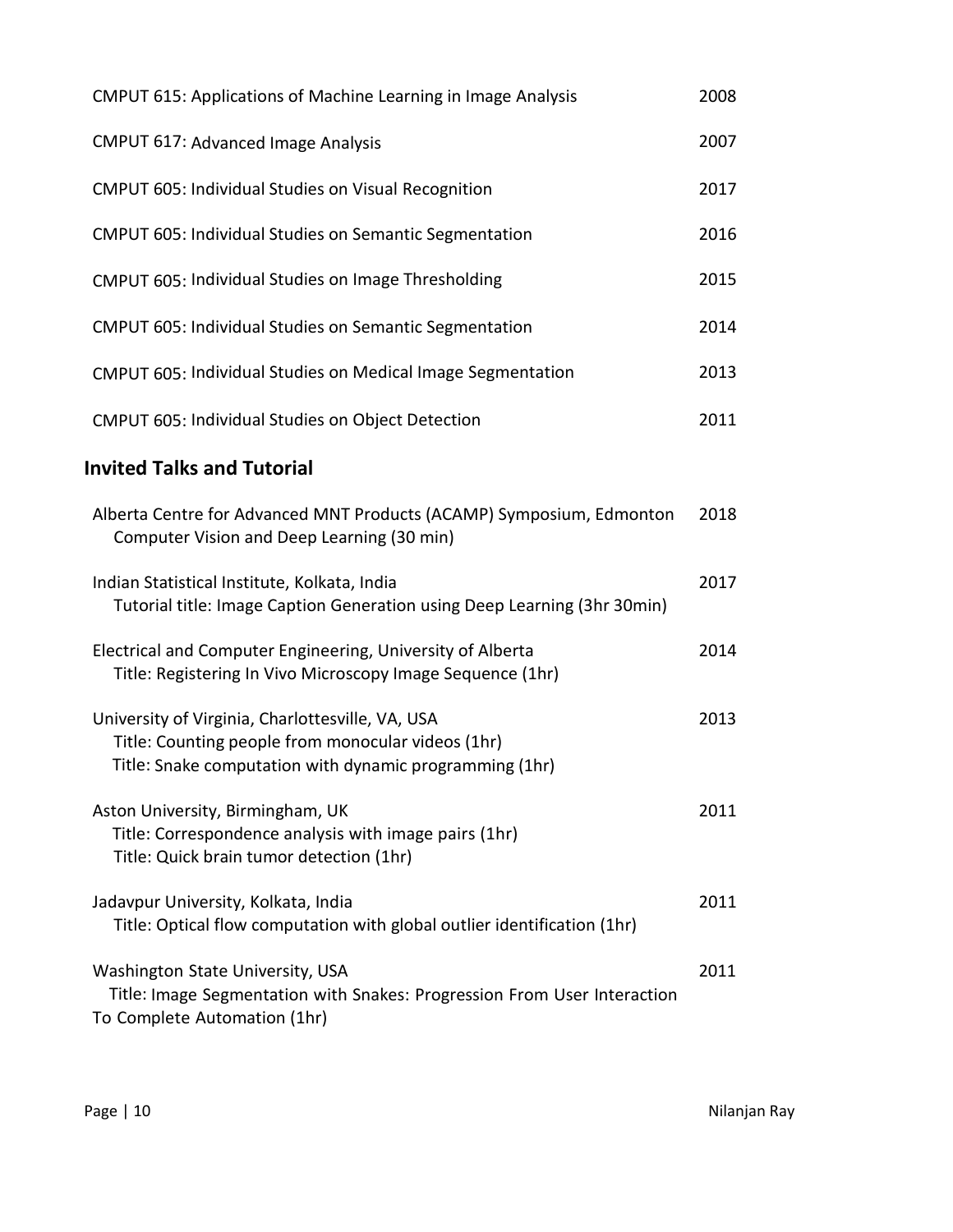| | |
|---|---|
| CMPUT 615: Applications of Machine Learning in Image Analysis | 2008 |
| CMPUT 617: Advanced Image Analysis | 2007 |
| CMPUT 605: Individual Studies on Visual Recognition | 2017 |
| CMPUT 605: Individual Studies on Semantic Segmentation | 2016 |
| CMPUT 605: Individual Studies on Image Thresholding | 2015 |
| CMPUT 605: Individual Studies on Semantic Segmentation | 2014 |
| CMPUT 605: Individual Studies on Medical Image Segmentation | 2013 |
| CMPUT 605: Individual Studies on Object Detection | 2011 |

## Invited Talks and Tutorial

Alberta Centre for Advanced MNT Products (ACAMP) Symposium, Edmonton — 2018
Computer Vision and Deep Learning (30 min)

Indian Statistical Institute, Kolkata, India — 2017
Tutorial title: Image Caption Generation using Deep Learning (3hr 30min)

Electrical and Computer Engineering, University of Alberta — 2014
Title: Registering In Vivo Microscopy Image Sequence (1hr)

University of Virginia, Charlottesville, VA, USA — 2013
Title: Counting people from monocular videos (1hr)
Title: Snake computation with dynamic programming (1hr)

Aston University, Birmingham, UK — 2011
Title: Correspondence analysis with image pairs (1hr)
Title: Quick brain tumor detection (1hr)

Jadavpur University, Kolkata, India — 2011
Title: Optical flow computation with global outlier identification (1hr)

Washington State University, USA — 2011
Title: Image Segmentation with Snakes: Progression From User Interaction To Complete Automation (1hr)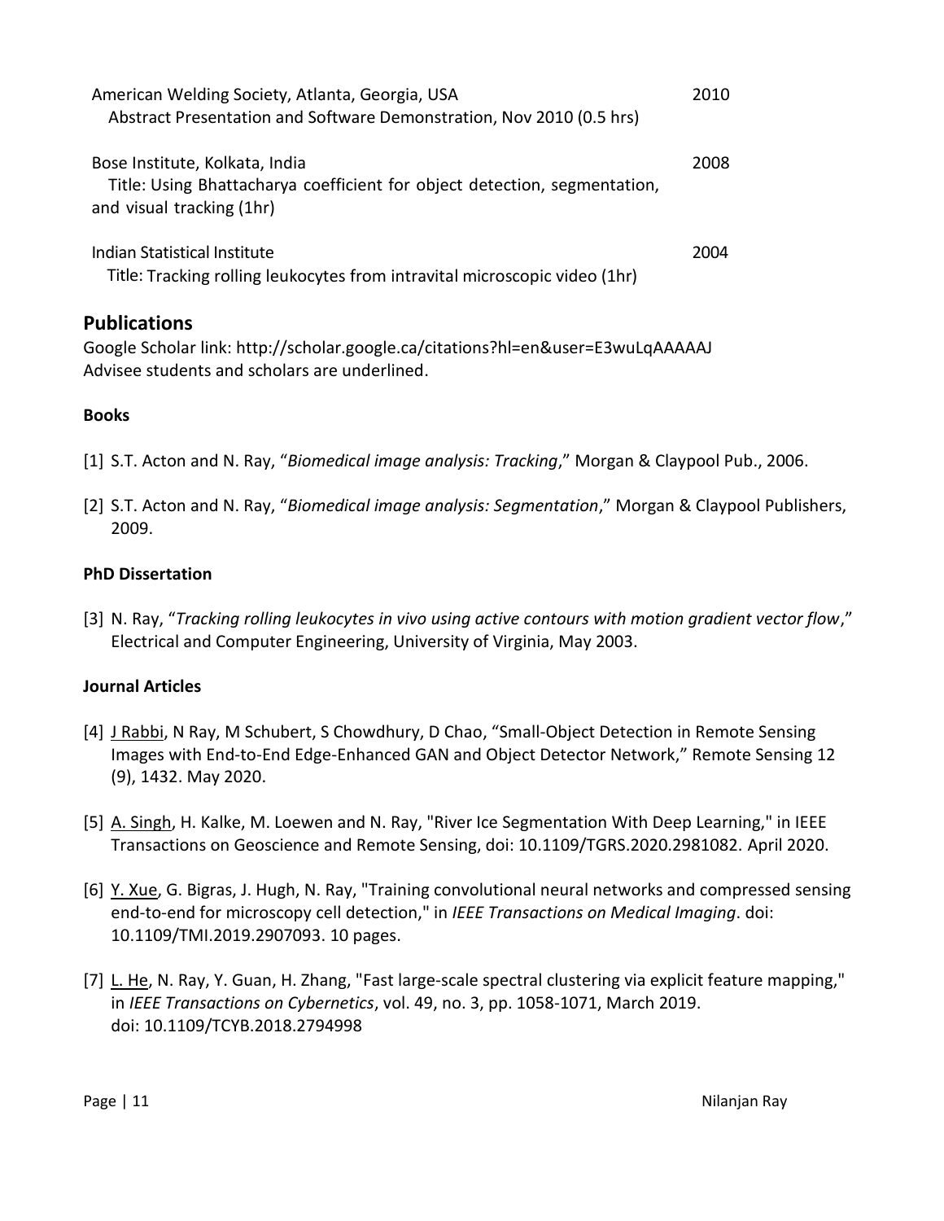American Welding Society, Atlanta, Georgia, USA 2010
Abstract Presentation and Software Demonstration, Nov 2010 (0.5 hrs)

Bose Institute, Kolkata, India 2008
Title: Using Bhattacharya coefficient for object detection, segmentation, and visual tracking (1hr)

Indian Statistical Institute 2004
Title: Tracking rolling leukocytes from intravital microscopic video (1hr)

## Publications

Google Scholar link: http://scholar.google.ca/citations?hl=en&user=E3wuLqAAAAAJ
Advisee students and scholars are underlined.

**Books**

[1] S.T. Acton and N. Ray, "*Biomedical image analysis: Tracking*," Morgan & Claypool Pub., 2006.

[2] S.T. Acton and N. Ray, "*Biomedical image analysis: Segmentation*," Morgan & Claypool Publishers, 2009.

**PhD Dissertation**

[3] N. Ray, "*Tracking rolling leukocytes in vivo using active contours with motion gradient vector flow*," Electrical and Computer Engineering, University of Virginia, May 2003.

**Journal Articles**

[4] <u>J Rabbi</u>, N Ray, M Schubert, S Chowdhury, D Chao, "Small-Object Detection in Remote Sensing Images with End-to-End Edge-Enhanced GAN and Object Detector Network," Remote Sensing 12 (9), 1432. May 2020.

[5] <u>A. Singh</u>, H. Kalke, M. Loewen and N. Ray, "River Ice Segmentation With Deep Learning," in IEEE Transactions on Geoscience and Remote Sensing, doi: 10.1109/TGRS.2020.2981082. April 2020.

[6] <u>Y. Xue</u>, G. Bigras, J. Hugh, N. Ray, "Training convolutional neural networks and compressed sensing end-to-end for microscopy cell detection," in *IEEE Transactions on Medical Imaging*. doi: 10.1109/TMI.2019.2907093. 10 pages.

[7] <u>L. He</u>, N. Ray, Y. Guan, H. Zhang, "Fast large-scale spectral clustering via explicit feature mapping," in *IEEE Transactions on Cybernetics*, vol. 49, no. 3, pp. 1058-1071, March 2019. doi: 10.1109/TCYB.2018.2794998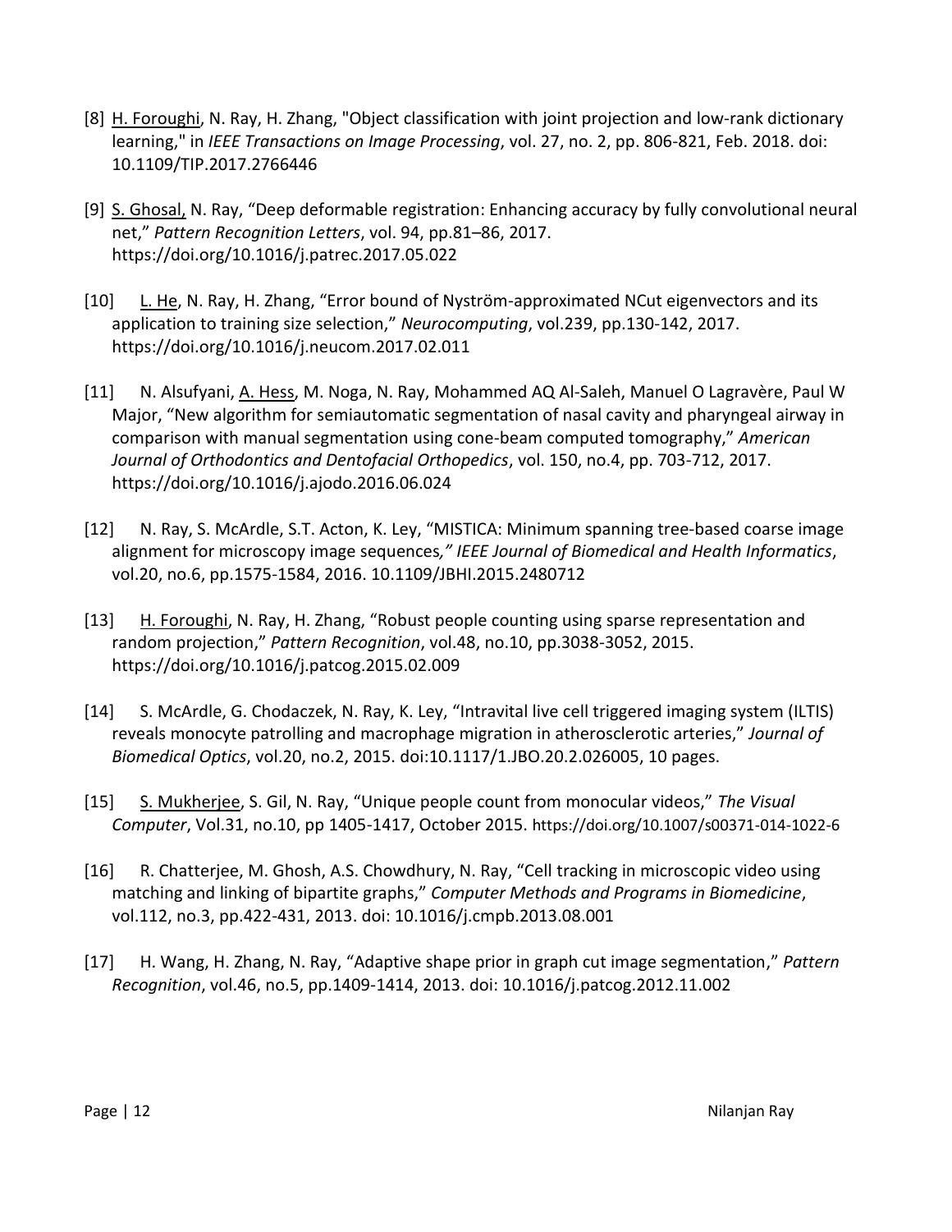[8] <u>H. Foroughi</u>, N. Ray, H. Zhang, "Object classification with joint projection and low-rank dictionary learning," in *IEEE Transactions on Image Processing*, vol. 27, no. 2, pp. 806-821, Feb. 2018. doi: 10.1109/TIP.2017.2766446

[9] <u>S. Ghosal,</u> N. Ray, “Deep deformable registration: Enhancing accuracy by fully convolutional neural net,” *Pattern Recognition Letters*, vol. 94, pp.81–86, 2017. https://doi.org/10.1016/j.patrec.2017.05.022

[10] <u>L. He</u>, N. Ray, H. Zhang, “Error bound of Nyström-approximated NCut eigenvectors and its application to training size selection,” *Neurocomputing*, vol.239, pp.130-142, 2017. https://doi.org/10.1016/j.neucom.2017.02.011

[11] N. Alsufyani, <u>A. Hess</u>, M. Noga, N. Ray, Mohammed AQ Al-Saleh, Manuel O Lagravère, Paul W Major, “New algorithm for semiautomatic segmentation of nasal cavity and pharyngeal airway in comparison with manual segmentation using cone-beam computed tomography,” *American Journal of Orthodontics and Dentofacial Orthopedics*, vol. 150, no.4, pp. 703-712, 2017. https://doi.org/10.1016/j.ajodo.2016.06.024

[12] N. Ray, S. McArdle, S.T. Acton, K. Ley, “MISTICA: Minimum spanning tree-based coarse image alignment for microscopy image sequences*,” IEEE Journal of Biomedical and Health Informatics*, vol.20, no.6, pp.1575-1584, 2016. 10.1109/JBHI.2015.2480712

[13] <u>H. Foroughi</u>, N. Ray, H. Zhang, “Robust people counting using sparse representation and random projection,” *Pattern Recognition*, vol.48, no.10, pp.3038-3052, 2015. https://doi.org/10.1016/j.patcog.2015.02.009

[14] S. McArdle, G. Chodaczek, N. Ray, K. Ley, “Intravital live cell triggered imaging system (ILTIS) reveals monocyte patrolling and macrophage migration in atherosclerotic arteries,” *Journal of Biomedical Optics*, vol.20, no.2, 2015. doi:10.1117/1.JBO.20.2.026005, 10 pages.

[15] <u>S. Mukherjee</u>, S. Gil, N. Ray, “Unique people count from monocular videos,” *The Visual Computer*, Vol.31, no.10, pp 1405-1417, October 2015. https://doi.org/10.1007/s00371-014-1022-6

[16] R. Chatterjee, M. Ghosh, A.S. Chowdhury, N. Ray, “Cell tracking in microscopic video using matching and linking of bipartite graphs,” *Computer Methods and Programs in Biomedicine*, vol.112, no.3, pp.422-431, 2013. doi: 10.1016/j.cmpb.2013.08.001

[17] H. Wang, H. Zhang, N. Ray, “Adaptive shape prior in graph cut image segmentation,” *Pattern Recognition*, vol.46, no.5, pp.1409-1414, 2013. doi: 10.1016/j.patcog.2012.11.002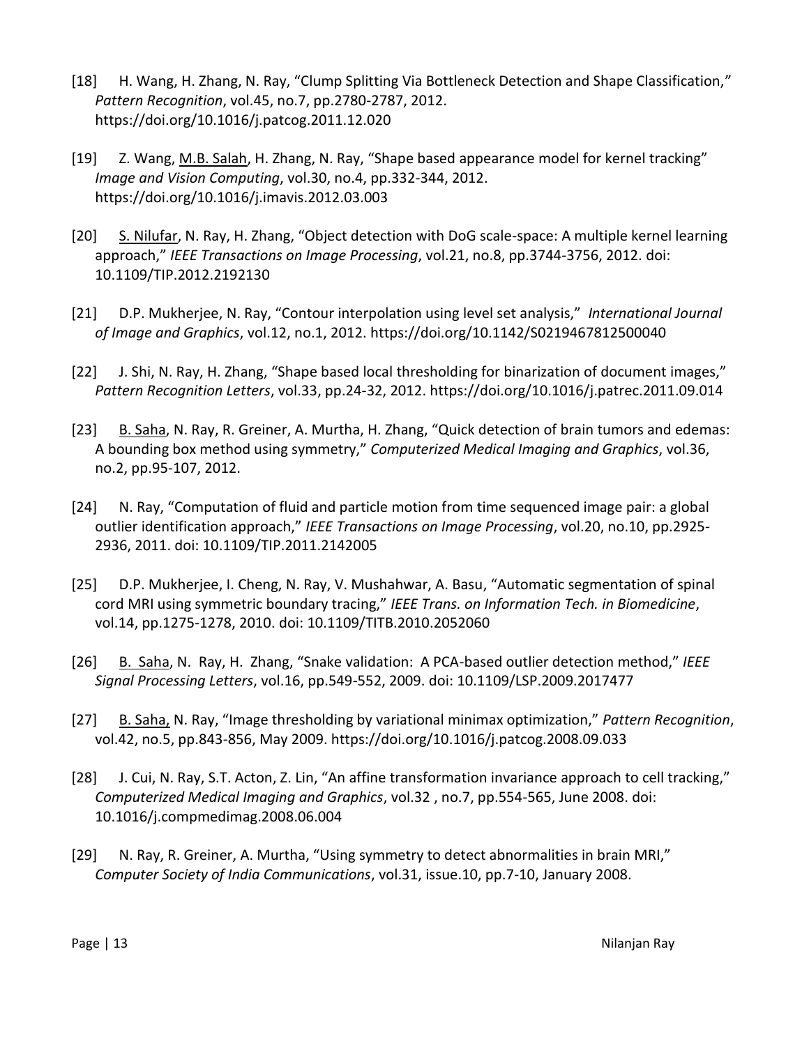[18] H. Wang, H. Zhang, N. Ray, "Clump Splitting Via Bottleneck Detection and Shape Classification," *Pattern Recognition*, vol.45, no.7, pp.2780-2787, 2012. https://doi.org/10.1016/j.patcog.2011.12.020

[19] Z. Wang, <u>M.B. Salah</u>, H. Zhang, N. Ray, "Shape based appearance model for kernel tracking" *Image and Vision Computing*, vol.30, no.4, pp.332-344, 2012. https://doi.org/10.1016/j.imavis.2012.03.003

[20] <u>S. Nilufar</u>, N. Ray, H. Zhang, "Object detection with DoG scale-space: A multiple kernel learning approach," *IEEE Transactions on Image Processing*, vol.21, no.8, pp.3744-3756, 2012. doi: 10.1109/TIP.2012.2192130

[21] D.P. Mukherjee, N. Ray, "Contour interpolation using level set analysis," *International Journal of Image and Graphics*, vol.12, no.1, 2012. https://doi.org/10.1142/S0219467812500040

[22] J. Shi, N. Ray, H. Zhang, "Shape based local thresholding for binarization of document images," *Pattern Recognition Letters*, vol.33, pp.24-32, 2012. https://doi.org/10.1016/j.patrec.2011.09.014

[23] <u>B. Saha</u>, N. Ray, R. Greiner, A. Murtha, H. Zhang, "Quick detection of brain tumors and edemas: A bounding box method using symmetry," *Computerized Medical Imaging and Graphics*, vol.36, no.2, pp.95-107, 2012.

[24] N. Ray, "Computation of fluid and particle motion from time sequenced image pair: a global outlier identification approach," *IEEE Transactions on Image Processing*, vol.20, no.10, pp.2925-2936, 2011. doi: 10.1109/TIP.2011.2142005

[25] D.P. Mukherjee, I. Cheng, N. Ray, V. Mushahwar, A. Basu, "Automatic segmentation of spinal cord MRI using symmetric boundary tracing," *IEEE Trans. on Information Tech. in Biomedicine*, vol.14, pp.1275-1278, 2010. doi: 10.1109/TITB.2010.2052060

[26] <u>B. Saha</u>, N. Ray, H. Zhang, "Snake validation: A PCA-based outlier detection method," *IEEE Signal Processing Letters*, vol.16, pp.549-552, 2009. doi: 10.1109/LSP.2009.2017477

[27] <u>B. Saha,</u> N. Ray, "Image thresholding by variational minimax optimization," *Pattern Recognition*, vol.42, no.5, pp.843-856, May 2009. https://doi.org/10.1016/j.patcog.2008.09.033

[28] J. Cui, N. Ray, S.T. Acton, Z. Lin, "An affine transformation invariance approach to cell tracking," *Computerized Medical Imaging and Graphics*, vol.32 , no.7, pp.554-565, June 2008. doi: 10.1016/j.compmedimag.2008.06.004

[29] N. Ray, R. Greiner, A. Murtha, "Using symmetry to detect abnormalities in brain MRI," *Computer Society of India Communications*, vol.31, issue.10, pp.7-10, January 2008.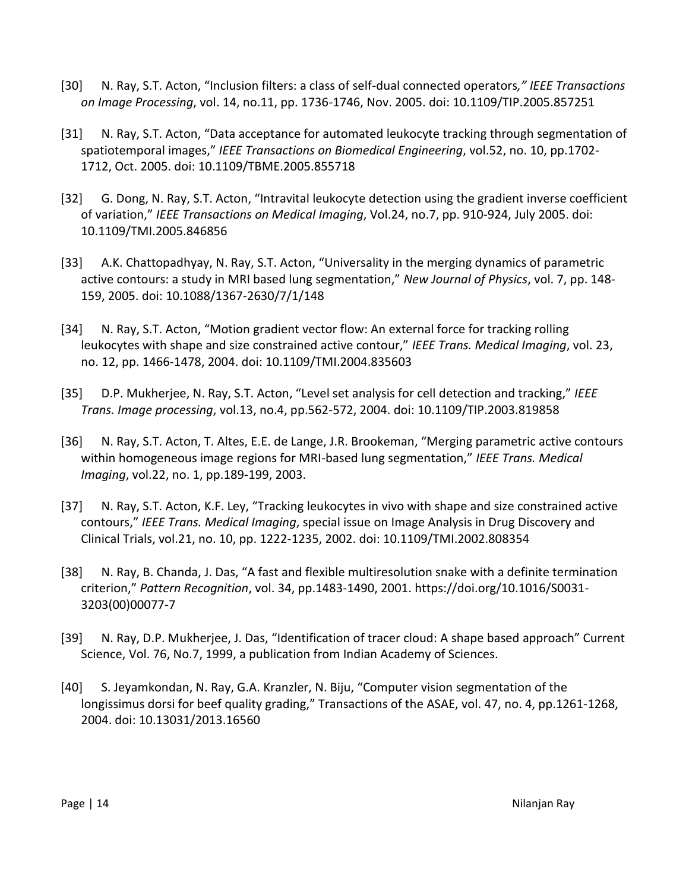[30] N. Ray, S.T. Acton, "Inclusion filters: a class of self-dual connected operators*," IEEE Transactions on Image Processing*, vol. 14, no.11, pp. 1736-1746, Nov. 2005. doi: 10.1109/TIP.2005.857251

[31] N. Ray, S.T. Acton, "Data acceptance for automated leukocyte tracking through segmentation of spatiotemporal images," *IEEE Transactions on Biomedical Engineering*, vol.52, no. 10, pp.1702-1712, Oct. 2005. doi: 10.1109/TBME.2005.855718

[32] G. Dong, N. Ray, S.T. Acton, "Intravital leukocyte detection using the gradient inverse coefficient of variation," *IEEE Transactions on Medical Imaging*, Vol.24, no.7, pp. 910-924, July 2005. doi: 10.1109/TMI.2005.846856

[33] A.K. Chattopadhyay, N. Ray, S.T. Acton, "Universality in the merging dynamics of parametric active contours: a study in MRI based lung segmentation," *New Journal of Physics*, vol. 7, pp. 148-159, 2005. doi: 10.1088/1367-2630/7/1/148

[34] N. Ray, S.T. Acton, "Motion gradient vector flow: An external force for tracking rolling leukocytes with shape and size constrained active contour," *IEEE Trans. Medical Imaging*, vol. 23, no. 12, pp. 1466-1478, 2004. doi: 10.1109/TMI.2004.835603

[35] D.P. Mukherjee, N. Ray, S.T. Acton, "Level set analysis for cell detection and tracking," *IEEE Trans. Image processing*, vol.13, no.4, pp.562-572, 2004. doi: 10.1109/TIP.2003.819858

[36] N. Ray, S.T. Acton, T. Altes, E.E. de Lange, J.R. Brookeman, "Merging parametric active contours within homogeneous image regions for MRI-based lung segmentation," *IEEE Trans. Medical Imaging*, vol.22, no. 1, pp.189-199, 2003.

[37] N. Ray, S.T. Acton, K.F. Ley, "Tracking leukocytes in vivo with shape and size constrained active contours," *IEEE Trans. Medical Imaging*, special issue on Image Analysis in Drug Discovery and Clinical Trials, vol.21, no. 10, pp. 1222-1235, 2002. doi: 10.1109/TMI.2002.808354

[38] N. Ray, B. Chanda, J. Das, "A fast and flexible multiresolution snake with a definite termination criterion," *Pattern Recognition*, vol. 34, pp.1483-1490, 2001. https://doi.org/10.1016/S0031-3203(00)00077-7

[39] N. Ray, D.P. Mukherjee, J. Das, "Identification of tracer cloud: A shape based approach" Current Science, Vol. 76, No.7, 1999, a publication from Indian Academy of Sciences.

[40] S. Jeyamkondan, N. Ray, G.A. Kranzler, N. Biju, "Computer vision segmentation of the longissimus dorsi for beef quality grading," Transactions of the ASAE, vol. 47, no. 4, pp.1261-1268, 2004. doi: 10.13031/2013.16560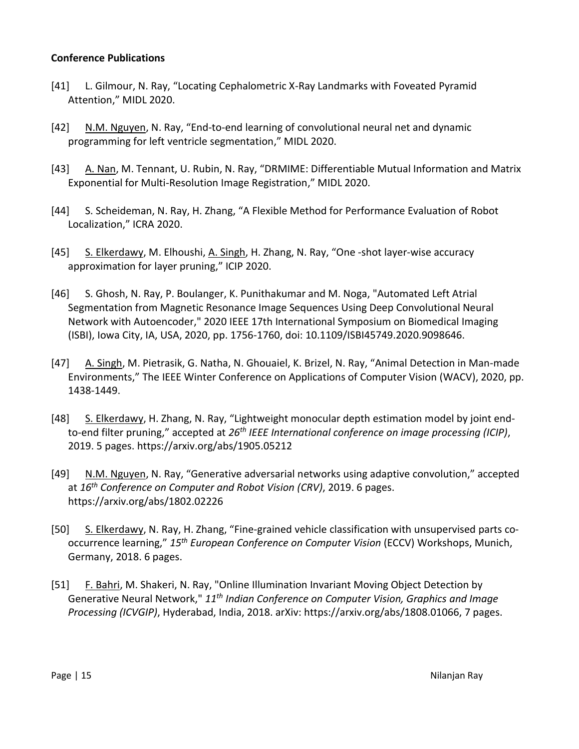**Conference Publications**

[41] L. Gilmour, N. Ray, "Locating Cephalometric X-Ray Landmarks with Foveated Pyramid Attention," MIDL 2020.

[42] N.M. Nguyen, N. Ray, "End-to-end learning of convolutional neural net and dynamic programming for left ventricle segmentation," MIDL 2020.

[43] A. Nan, M. Tennant, U. Rubin, N. Ray, "DRMIME: Differentiable Mutual Information and Matrix Exponential for Multi-Resolution Image Registration," MIDL 2020.

[44] S. Scheideman, N. Ray, H. Zhang, "A Flexible Method for Performance Evaluation of Robot Localization," ICRA 2020.

[45] S. Elkerdawy, M. Elhoushi, A. Singh, H. Zhang, N. Ray, "One -shot layer-wise accuracy approximation for layer pruning," ICIP 2020.

[46] S. Ghosh, N. Ray, P. Boulanger, K. Punithakumar and M. Noga, "Automated Left Atrial Segmentation from Magnetic Resonance Image Sequences Using Deep Convolutional Neural Network with Autoencoder," 2020 IEEE 17th International Symposium on Biomedical Imaging (ISBI), Iowa City, IA, USA, 2020, pp. 1756-1760, doi: 10.1109/ISBI45749.2020.9098646.

[47] A. Singh, M. Pietrasik, G. Natha, N. Ghouaiel, K. Brizel, N. Ray, "Animal Detection in Man-made Environments," The IEEE Winter Conference on Applications of Computer Vision (WACV), 2020, pp. 1438-1449.

[48] S. Elkerdawy, H. Zhang, N. Ray, "Lightweight monocular depth estimation model by joint end-to-end filter pruning," accepted at *26th IEEE International conference on image processing (ICIP)*, 2019. 5 pages. https://arxiv.org/abs/1905.05212

[49] N.M. Nguyen, N. Ray, "Generative adversarial networks using adaptive convolution," accepted at *16th Conference on Computer and Robot Vision (CRV)*, 2019. 6 pages. https://arxiv.org/abs/1802.02226

[50] S. Elkerdawy, N. Ray, H. Zhang, "Fine-grained vehicle classification with unsupervised parts co-occurrence learning," *15th European Conference on Computer Vision* (ECCV) Workshops, Munich, Germany, 2018. 6 pages.

[51] F. Bahri, M. Shakeri, N. Ray, "Online Illumination Invariant Moving Object Detection by Generative Neural Network," *11th Indian Conference on Computer Vision, Graphics and Image Processing (ICVGIP)*, Hyderabad, India, 2018. arXiv: https://arxiv.org/abs/1808.01066, 7 pages.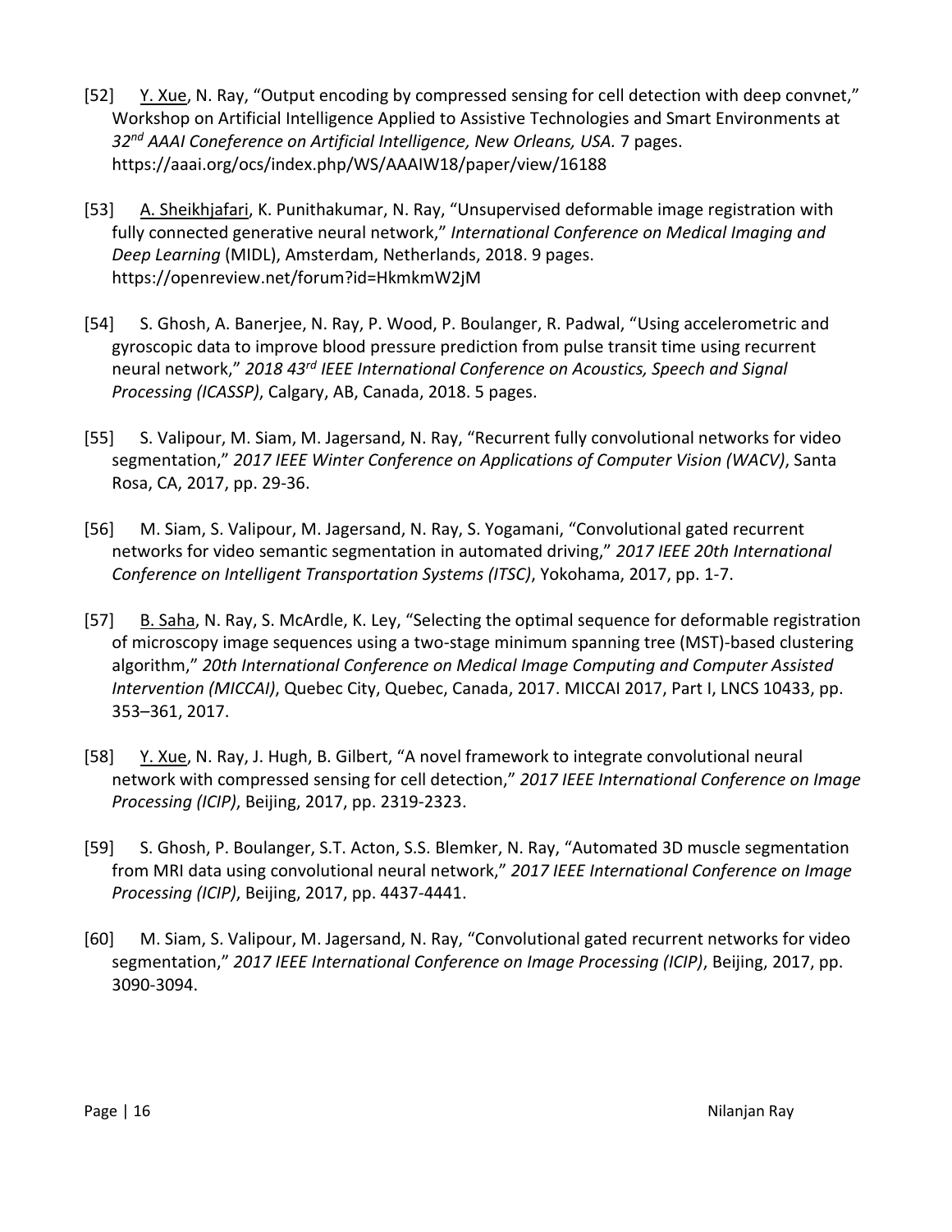[52] <u>Y. Xue</u>, N. Ray, “Output encoding by compressed sensing for cell detection with deep convnet,” Workshop on Artificial Intelligence Applied to Assistive Technologies and Smart Environments at *32nd AAAI Coneference on Artificial Intelligence, New Orleans, USA.* 7 pages. https://aaai.org/ocs/index.php/WS/AAAIW18/paper/view/16188

[53] <u>A. Sheikhjafari</u>, K. Punithakumar, N. Ray, “Unsupervised deformable image registration with fully connected generative neural network,” *International Conference on Medical Imaging and Deep Learning* (MIDL), Amsterdam, Netherlands, 2018. 9 pages. https://openreview.net/forum?id=HkmkmW2jM

[54] S. Ghosh, A. Banerjee, N. Ray, P. Wood, P. Boulanger, R. Padwal, “Using accelerometric and gyroscopic data to improve blood pressure prediction from pulse transit time using recurrent neural network,” *2018 43rd IEEE International Conference on Acoustics, Speech and Signal Processing (ICASSP)*, Calgary, AB, Canada, 2018. 5 pages.

[55] S. Valipour, M. Siam, M. Jagersand, N. Ray, “Recurrent fully convolutional networks for video segmentation,” *2017 IEEE Winter Conference on Applications of Computer Vision (WACV)*, Santa Rosa, CA, 2017, pp. 29-36.

[56] M. Siam, S. Valipour, M. Jagersand, N. Ray, S. Yogamani, “Convolutional gated recurrent networks for video semantic segmentation in automated driving,” *2017 IEEE 20th International Conference on Intelligent Transportation Systems (ITSC)*, Yokohama, 2017, pp. 1-7.

[57] <u>B. Saha</u>, N. Ray, S. McArdle, K. Ley, “Selecting the optimal sequence for deformable registration of microscopy image sequences using a two-stage minimum spanning tree (MST)-based clustering algorithm,” *20th International Conference on Medical Image Computing and Computer Assisted Intervention (MICCAI)*, Quebec City, Quebec, Canada, 2017. MICCAI 2017, Part I, LNCS 10433, pp. 353–361, 2017.

[58] <u>Y. Xue</u>, N. Ray, J. Hugh, B. Gilbert, “A novel framework to integrate convolutional neural network with compressed sensing for cell detection,” *2017 IEEE International Conference on Image Processing (ICIP)*, Beijing, 2017, pp. 2319-2323.

[59] S. Ghosh, P. Boulanger, S.T. Acton, S.S. Blemker, N. Ray, “Automated 3D muscle segmentation from MRI data using convolutional neural network,” *2017 IEEE International Conference on Image Processing (ICIP)*, Beijing, 2017, pp. 4437-4441.

[60] M. Siam, S. Valipour, M. Jagersand, N. Ray, “Convolutional gated recurrent networks for video segmentation,” *2017 IEEE International Conference on Image Processing (ICIP)*, Beijing, 2017, pp. 3090-3094.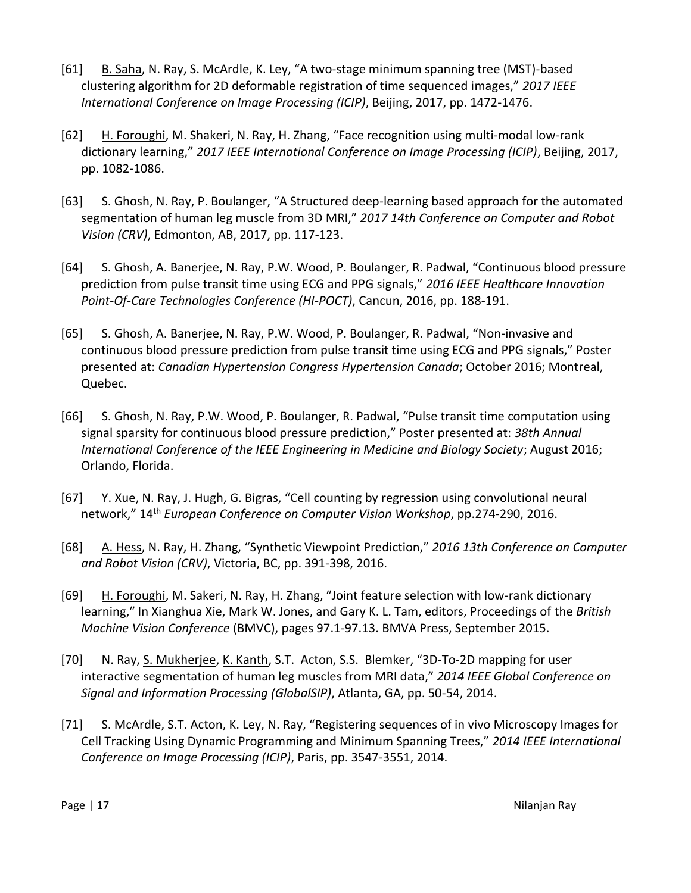[61] <u>B. Saha</u>, N. Ray, S. McArdle, K. Ley, “A two-stage minimum spanning tree (MST)-based clustering algorithm for 2D deformable registration of time sequenced images,” *2017 IEEE International Conference on Image Processing (ICIP)*, Beijing, 2017, pp. 1472-1476.

[62] <u>H. Foroughi</u>, M. Shakeri, N. Ray, H. Zhang, “Face recognition using multi-modal low-rank dictionary learning,” *2017 IEEE International Conference on Image Processing (ICIP)*, Beijing, 2017, pp. 1082-1086.

[63] S. Ghosh, N. Ray, P. Boulanger, “A Structured deep-learning based approach for the automated segmentation of human leg muscle from 3D MRI,” *2017 14th Conference on Computer and Robot Vision (CRV)*, Edmonton, AB, 2017, pp. 117-123.

[64] S. Ghosh, A. Banerjee, N. Ray, P.W. Wood, P. Boulanger, R. Padwal, “Continuous blood pressure prediction from pulse transit time using ECG and PPG signals,” *2016 IEEE Healthcare Innovation Point-Of-Care Technologies Conference (HI-POCT)*, Cancun, 2016, pp. 188-191.

[65] S. Ghosh, A. Banerjee, N. Ray, P.W. Wood, P. Boulanger, R. Padwal, “Non-invasive and continuous blood pressure prediction from pulse transit time using ECG and PPG signals,” Poster presented at: *Canadian Hypertension Congress Hypertension Canada*; October 2016; Montreal, Quebec.

[66] S. Ghosh, N. Ray, P.W. Wood, P. Boulanger, R. Padwal, “Pulse transit time computation using signal sparsity for continuous blood pressure prediction,” Poster presented at: *38th Annual International Conference of the IEEE Engineering in Medicine and Biology Society*; August 2016; Orlando, Florida.

[67] <u>Y. Xue</u>, N. Ray, J. Hugh, G. Bigras, “Cell counting by regression using convolutional neural network,” 14th *European Conference on Computer Vision Workshop*, pp.274-290, 2016.

[68] <u>A. Hess</u>, N. Ray, H. Zhang, “Synthetic Viewpoint Prediction,” *2016 13th Conference on Computer and Robot Vision (CRV)*, Victoria, BC, pp. 391-398, 2016.

[69] <u>H. Foroughi</u>, M. Sakeri, N. Ray, H. Zhang, ”Joint feature selection with low-rank dictionary learning,” In Xianghua Xie, Mark W. Jones, and Gary K. L. Tam, editors, Proceedings of the *British Machine Vision Conference* (BMVC), pages 97.1-97.13. BMVA Press, September 2015.

[70] N. Ray, <u>S. Mukherjee</u>, <u>K. Kanth</u>, S.T. Acton, S.S. Blemker, “3D-To-2D mapping for user interactive segmentation of human leg muscles from MRI data,” *2014 IEEE Global Conference on Signal and Information Processing (GlobalSIP)*, Atlanta, GA, pp. 50-54, 2014.

[71] S. McArdle, S.T. Acton, K. Ley, N. Ray, “Registering sequences of in vivo Microscopy Images for Cell Tracking Using Dynamic Programming and Minimum Spanning Trees,” *2014 IEEE International Conference on Image Processing (ICIP)*, Paris, pp. 3547-3551, 2014.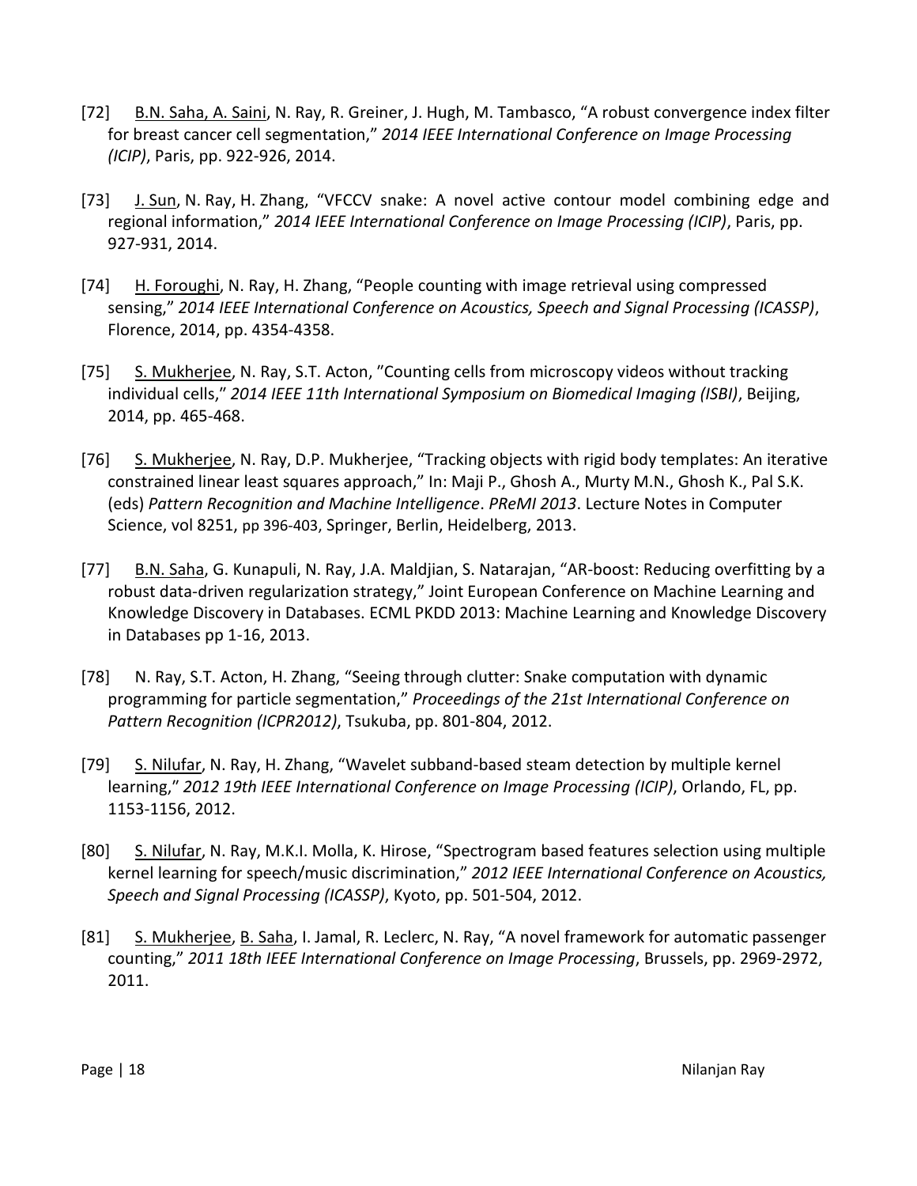[72] B.N. Saha, A. Saini, N. Ray, R. Greiner, J. Hugh, M. Tambasco, "A robust convergence index filter for breast cancer cell segmentation," *2014 IEEE International Conference on Image Processing (ICIP)*, Paris, pp. 922-926, 2014.

[73] J. Sun, N. Ray, H. Zhang, "VFCCV snake: A novel active contour model combining edge and regional information," *2014 IEEE International Conference on Image Processing (ICIP)*, Paris, pp. 927-931, 2014.

[74] H. Foroughi, N. Ray, H. Zhang, "People counting with image retrieval using compressed sensing," *2014 IEEE International Conference on Acoustics, Speech and Signal Processing (ICASSP)*, Florence, 2014, pp. 4354-4358.

[75] S. Mukherjee, N. Ray, S.T. Acton, "Counting cells from microscopy videos without tracking individual cells," *2014 IEEE 11th International Symposium on Biomedical Imaging (ISBI)*, Beijing, 2014, pp. 465-468.

[76] S. Mukherjee, N. Ray, D.P. Mukherjee, "Tracking objects with rigid body templates: An iterative constrained linear least squares approach," In: Maji P., Ghosh A., Murty M.N., Ghosh K., Pal S.K. (eds) *Pattern Recognition and Machine Intelligence*. *PReMI 2013*. Lecture Notes in Computer Science, vol 8251, pp 396-403, Springer, Berlin, Heidelberg, 2013.

[77] B.N. Saha, G. Kunapuli, N. Ray, J.A. Maldjian, S. Natarajan, "AR-boost: Reducing overfitting by a robust data-driven regularization strategy," Joint European Conference on Machine Learning and Knowledge Discovery in Databases. ECML PKDD 2013: Machine Learning and Knowledge Discovery in Databases pp 1-16, 2013.

[78] N. Ray, S.T. Acton, H. Zhang, "Seeing through clutter: Snake computation with dynamic programming for particle segmentation," *Proceedings of the 21st International Conference on Pattern Recognition (ICPR2012)*, Tsukuba, pp. 801-804, 2012.

[79] S. Nilufar, N. Ray, H. Zhang, "Wavelet subband-based steam detection by multiple kernel learning," *2012 19th IEEE International Conference on Image Processing (ICIP)*, Orlando, FL, pp. 1153-1156, 2012.

[80] S. Nilufar, N. Ray, M.K.I. Molla, K. Hirose, "Spectrogram based features selection using multiple kernel learning for speech/music discrimination," *2012 IEEE International Conference on Acoustics, Speech and Signal Processing (ICASSP)*, Kyoto, pp. 501-504, 2012.

[81] S. Mukherjee, B. Saha, I. Jamal, R. Leclerc, N. Ray, "A novel framework for automatic passenger counting," *2011 18th IEEE International Conference on Image Processing*, Brussels, pp. 2969-2972, 2011.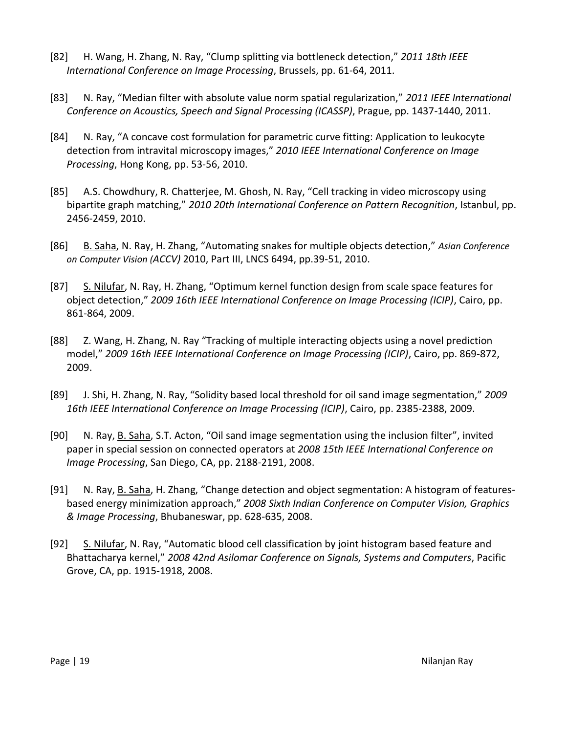[82] H. Wang, H. Zhang, N. Ray, "Clump splitting via bottleneck detection," *2011 18th IEEE International Conference on Image Processing*, Brussels, pp. 61-64, 2011.

[83] N. Ray, "Median filter with absolute value norm spatial regularization," *2011 IEEE International Conference on Acoustics, Speech and Signal Processing (ICASSP)*, Prague, pp. 1437-1440, 2011.

[84] N. Ray, "A concave cost formulation for parametric curve fitting: Application to leukocyte detection from intravital microscopy images," *2010 IEEE International Conference on Image Processing*, Hong Kong, pp. 53-56, 2010.

[85] A.S. Chowdhury, R. Chatterjee, M. Ghosh, N. Ray, "Cell tracking in video microscopy using bipartite graph matching," *2010 20th International Conference on Pattern Recognition*, Istanbul, pp. 2456-2459, 2010.

[86] <u>B. Saha</u>, N. Ray, H. Zhang, "Automating snakes for multiple objects detection," *Asian Conference on Computer Vision (ACCV)* 2010, Part III, LNCS 6494, pp.39-51, 2010.

[87] <u>S. Nilufar</u>, N. Ray, H. Zhang, "Optimum kernel function design from scale space features for object detection," *2009 16th IEEE International Conference on Image Processing (ICIP)*, Cairo, pp. 861-864, 2009.

[88] Z. Wang, H. Zhang, N. Ray "Tracking of multiple interacting objects using a novel prediction model," *2009 16th IEEE International Conference on Image Processing (ICIP)*, Cairo, pp. 869-872, 2009.

[89] J. Shi, H. Zhang, N. Ray, "Solidity based local threshold for oil sand image segmentation," *2009 16th IEEE International Conference on Image Processing (ICIP)*, Cairo, pp. 2385-2388, 2009.

[90] N. Ray, <u>B. Saha</u>, S.T. Acton, "Oil sand image segmentation using the inclusion filter", invited paper in special session on connected operators at *2008 15th IEEE International Conference on Image Processing*, San Diego, CA, pp. 2188-2191, 2008.

[91] N. Ray, <u>B. Saha</u>, H. Zhang, "Change detection and object segmentation: A histogram of features-based energy minimization approach," *2008 Sixth Indian Conference on Computer Vision, Graphics & Image Processing*, Bhubaneswar, pp. 628-635, 2008.

[92] <u>S. Nilufar</u>, N. Ray, "Automatic blood cell classification by joint histogram based feature and Bhattacharya kernel," *2008 42nd Asilomar Conference on Signals, Systems and Computers*, Pacific Grove, CA, pp. 1915-1918, 2008.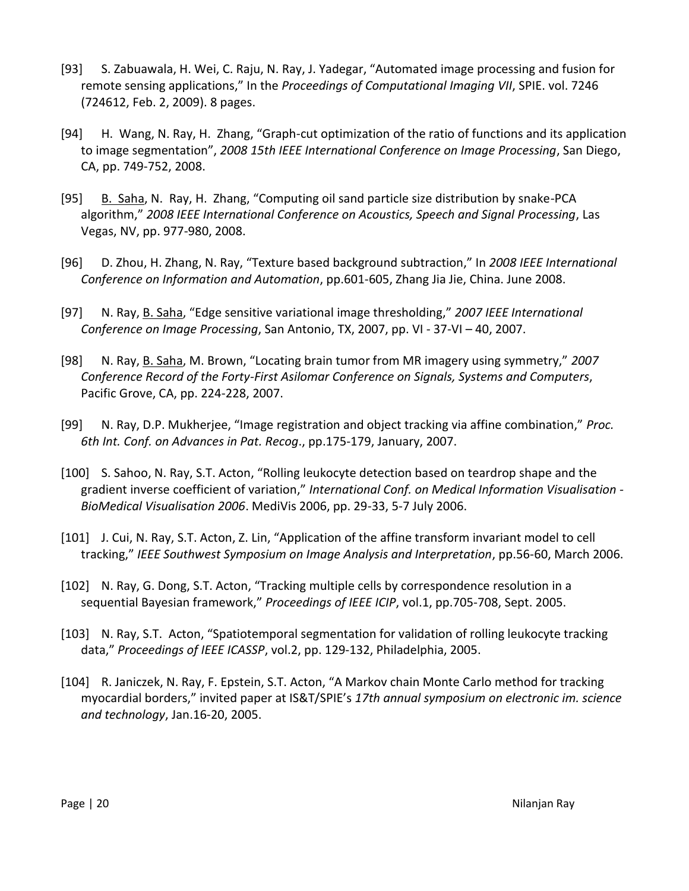[93] S. Zabuawala, H. Wei, C. Raju, N. Ray, J. Yadegar, "Automated image processing and fusion for remote sensing applications," In the *Proceedings of Computational Imaging VII*, SPIE. vol. 7246 (724612, Feb. 2, 2009). 8 pages.

[94] H. Wang, N. Ray, H. Zhang, "Graph-cut optimization of the ratio of functions and its application to image segmentation", *2008 15th IEEE International Conference on Image Processing*, San Diego, CA, pp. 749-752, 2008.

[95] <u>B. Saha</u>, N. Ray, H. Zhang, "Computing oil sand particle size distribution by snake-PCA algorithm," *2008 IEEE International Conference on Acoustics, Speech and Signal Processing*, Las Vegas, NV, pp. 977-980, 2008.

[96] D. Zhou, H. Zhang, N. Ray, "Texture based background subtraction," In *2008 IEEE International Conference on Information and Automation*, pp.601-605, Zhang Jia Jie, China. June 2008.

[97] N. Ray, <u>B. Saha</u>, "Edge sensitive variational image thresholding," *2007 IEEE International Conference on Image Processing*, San Antonio, TX, 2007, pp. VI - 37-VI – 40, 2007.

[98] N. Ray, <u>B. Saha</u>, M. Brown, "Locating brain tumor from MR imagery using symmetry," *2007 Conference Record of the Forty-First Asilomar Conference on Signals, Systems and Computers*, Pacific Grove, CA, pp. 224-228, 2007.

[99] N. Ray, D.P. Mukherjee, "Image registration and object tracking via affine combination," *Proc. 6th Int. Conf. on Advances in Pat. Recog*., pp.175-179, January, 2007.

[100] S. Sahoo, N. Ray, S.T. Acton, "Rolling leukocyte detection based on teardrop shape and the gradient inverse coefficient of variation," *International Conf. on Medical Information Visualisation - BioMedical Visualisation 2006*. MediVis 2006, pp. 29-33, 5-7 July 2006.

[101] J. Cui, N. Ray, S.T. Acton, Z. Lin, "Application of the affine transform invariant model to cell tracking," *IEEE Southwest Symposium on Image Analysis and Interpretation*, pp.56-60, March 2006.

[102] N. Ray, G. Dong, S.T. Acton, "Tracking multiple cells by correspondence resolution in a sequential Bayesian framework," *Proceedings of IEEE ICIP*, vol.1, pp.705-708, Sept. 2005.

[103] N. Ray, S.T. Acton, "Spatiotemporal segmentation for validation of rolling leukocyte tracking data," *Proceedings of IEEE ICASSP*, vol.2, pp. 129-132, Philadelphia, 2005.

[104] R. Janiczek, N. Ray, F. Epstein, S.T. Acton, "A Markov chain Monte Carlo method for tracking myocardial borders," invited paper at IS&T/SPIE's *17th annual symposium on electronic im. science and technology*, Jan.16-20, 2005.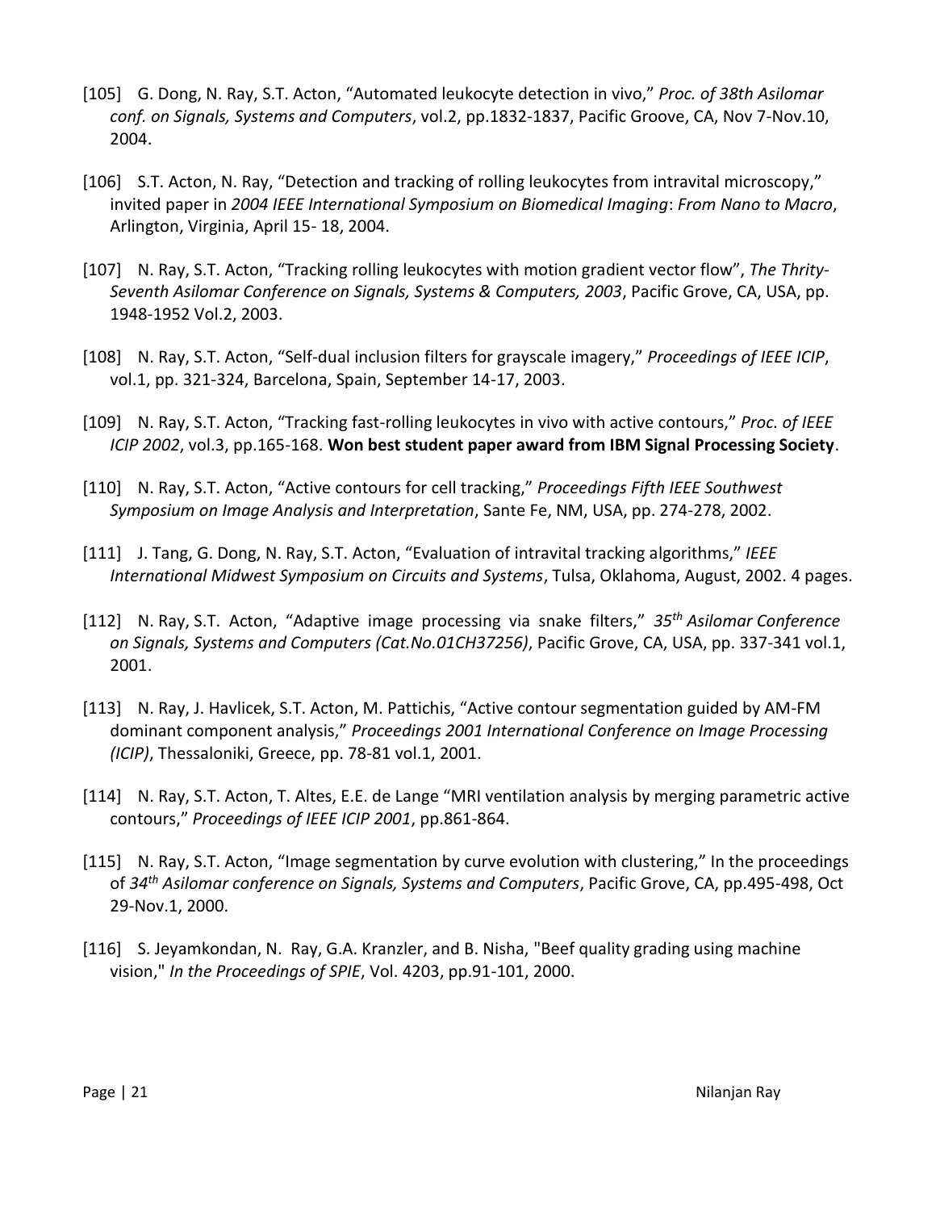[105] G. Dong, N. Ray, S.T. Acton, "Automated leukocyte detection in vivo," *Proc. of 38th Asilomar conf. on Signals, Systems and Computers*, vol.2, pp.1832-1837, Pacific Groove, CA, Nov 7-Nov.10, 2004.

[106] S.T. Acton, N. Ray, "Detection and tracking of rolling leukocytes from intravital microscopy," invited paper in *2004 IEEE International Symposium on Biomedical Imaging*: *From Nano to Macro*, Arlington, Virginia, April 15- 18, 2004.

[107] N. Ray, S.T. Acton, "Tracking rolling leukocytes with motion gradient vector flow", *The Thrity-Seventh Asilomar Conference on Signals, Systems & Computers, 2003*, Pacific Grove, CA, USA, pp. 1948-1952 Vol.2, 2003.

[108] N. Ray, S.T. Acton, "Self-dual inclusion filters for grayscale imagery," *Proceedings of IEEE ICIP*, vol.1, pp. 321-324, Barcelona, Spain, September 14-17, 2003.

[109] N. Ray, S.T. Acton, "Tracking fast-rolling leukocytes in vivo with active contours," *Proc. of IEEE ICIP 2002*, vol.3, pp.165-168. **Won best student paper award from IBM Signal Processing Society**.

[110] N. Ray, S.T. Acton, "Active contours for cell tracking," *Proceedings Fifth IEEE Southwest Symposium on Image Analysis and Interpretation*, Sante Fe, NM, USA, pp. 274-278, 2002.

[111] J. Tang, G. Dong, N. Ray, S.T. Acton, "Evaluation of intravital tracking algorithms," *IEEE International Midwest Symposium on Circuits and Systems*, Tulsa, Oklahoma, August, 2002. 4 pages.

[112] N. Ray, S.T. Acton, "Adaptive image processing via snake filters," *35th Asilomar Conference on Signals, Systems and Computers (Cat.No.01CH37256)*, Pacific Grove, CA, USA, pp. 337-341 vol.1, 2001.

[113] N. Ray, J. Havlicek, S.T. Acton, M. Pattichis, "Active contour segmentation guided by AM-FM dominant component analysis," *Proceedings 2001 International Conference on Image Processing (ICIP)*, Thessaloniki, Greece, pp. 78-81 vol.1, 2001.

[114] N. Ray, S.T. Acton, T. Altes, E.E. de Lange "MRI ventilation analysis by merging parametric active contours," *Proceedings of IEEE ICIP 2001*, pp.861-864.

[115] N. Ray, S.T. Acton, "Image segmentation by curve evolution with clustering," In the proceedings of *34th Asilomar conference on Signals, Systems and Computers*, Pacific Grove, CA, pp.495-498, Oct 29-Nov.1, 2000.

[116] S. Jeyamkondan, N. Ray, G.A. Kranzler, and B. Nisha, "Beef quality grading using machine vision," *In the Proceedings of SPIE*, Vol. 4203, pp.91-101, 2000.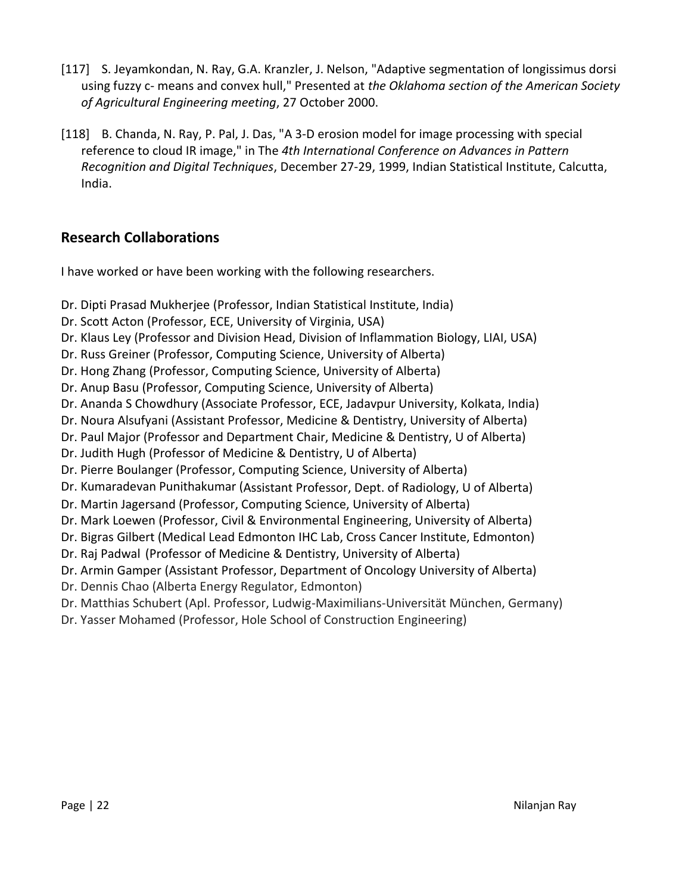[117] S. Jeyamkondan, N. Ray, G.A. Kranzler, J. Nelson, "Adaptive segmentation of longissimus dorsi using fuzzy c- means and convex hull," Presented at *the Oklahoma section of the American Society of Agricultural Engineering meeting*, 27 October 2000.

[118] B. Chanda, N. Ray, P. Pal, J. Das, "A 3-D erosion model for image processing with special reference to cloud IR image," in The *4th International Conference on Advances in Pattern Recognition and Digital Techniques*, December 27-29, 1999, Indian Statistical Institute, Calcutta, India.

## Research Collaborations

I have worked or have been working with the following researchers.

Dr. Dipti Prasad Mukherjee (Professor, Indian Statistical Institute, India)
Dr. Scott Acton (Professor, ECE, University of Virginia, USA)
Dr. Klaus Ley (Professor and Division Head, Division of Inflammation Biology, LIAI, USA)
Dr. Russ Greiner (Professor, Computing Science, University of Alberta)
Dr. Hong Zhang (Professor, Computing Science, University of Alberta)
Dr. Anup Basu (Professor, Computing Science, University of Alberta)
Dr. Ananda S Chowdhury (Associate Professor, ECE, Jadavpur University, Kolkata, India)
Dr. Noura Alsufyani (Assistant Professor, Medicine & Dentistry, University of Alberta)
Dr. Paul Major (Professor and Department Chair, Medicine & Dentistry, U of Alberta)
Dr. Judith Hugh (Professor of Medicine & Dentistry, U of Alberta)
Dr. Pierre Boulanger (Professor, Computing Science, University of Alberta)
Dr. Kumaradevan Punithakumar (Assistant Professor, Dept. of Radiology, U of Alberta)
Dr. Martin Jagersand (Professor, Computing Science, University of Alberta)
Dr. Mark Loewen (Professor, Civil & Environmental Engineering, University of Alberta)
Dr. Bigras Gilbert (Medical Lead Edmonton IHC Lab, Cross Cancer Institute, Edmonton)
Dr. Raj Padwal (Professor of Medicine & Dentistry, University of Alberta)
Dr. Armin Gamper (Assistant Professor, Department of Oncology University of Alberta)
Dr. Dennis Chao (Alberta Energy Regulator, Edmonton)
Dr. Matthias Schubert (Apl. Professor, Ludwig-Maximilians-Universität München, Germany)
Dr. Yasser Mohamed (Professor, Hole School of Construction Engineering)